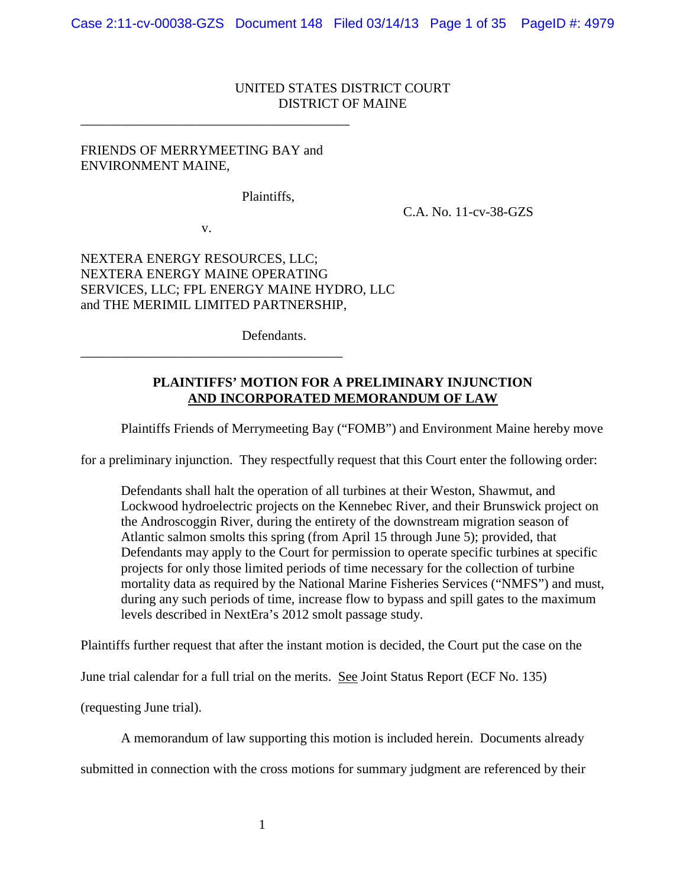UNITED STATES DISTRICT COURT
DISTRICT OF MAINE

---

FRIENDS OF MERRYMEETING BAY and
ENVIRONMENT MAINE,

Plaintiffs,

C.A. No. 11-cv-38-GZS

v.

NEXTERA ENERGY RESOURCES, LLC;
NEXTERA ENERGY MAINE OPERATING
SERVICES, LLC; FPL ENERGY MAINE HYDRO, LLC
and THE MERIMIL LIMITED PARTNERSHIP,

Defendants.

---

**PLAINTIFFS' MOTION FOR A PRELIMINARY INJUNCTION**
**AND INCORPORATED MEMORANDUM OF LAW**

Plaintiffs Friends of Merrymeeting Bay ("FOMB") and Environment Maine hereby move for a preliminary injunction. They respectfully request that this Court enter the following order:

> Defendants shall halt the operation of all turbines at their Weston, Shawmut, and Lockwood hydroelectric projects on the Kennebec River, and their Brunswick project on the Androscoggin River, during the entirety of the downstream migration season of Atlantic salmon smolts this spring (from April 15 through June 5); provided, that Defendants may apply to the Court for permission to operate specific turbines at specific projects for only those limited periods of time necessary for the collection of turbine mortality data as required by the National Marine Fisheries Services ("NMFS") and must, during any such periods of time, increase flow to bypass and spill gates to the maximum levels described in NextEra's 2012 smolt passage study.

Plaintiffs further request that after the instant motion is decided, the Court put the case on the June trial calendar for a full trial on the merits. See Joint Status Report (ECF No. 135) (requesting June trial).

A memorandum of law supporting this motion is included herein. Documents already submitted in connection with the cross motions for summary judgment are referenced by their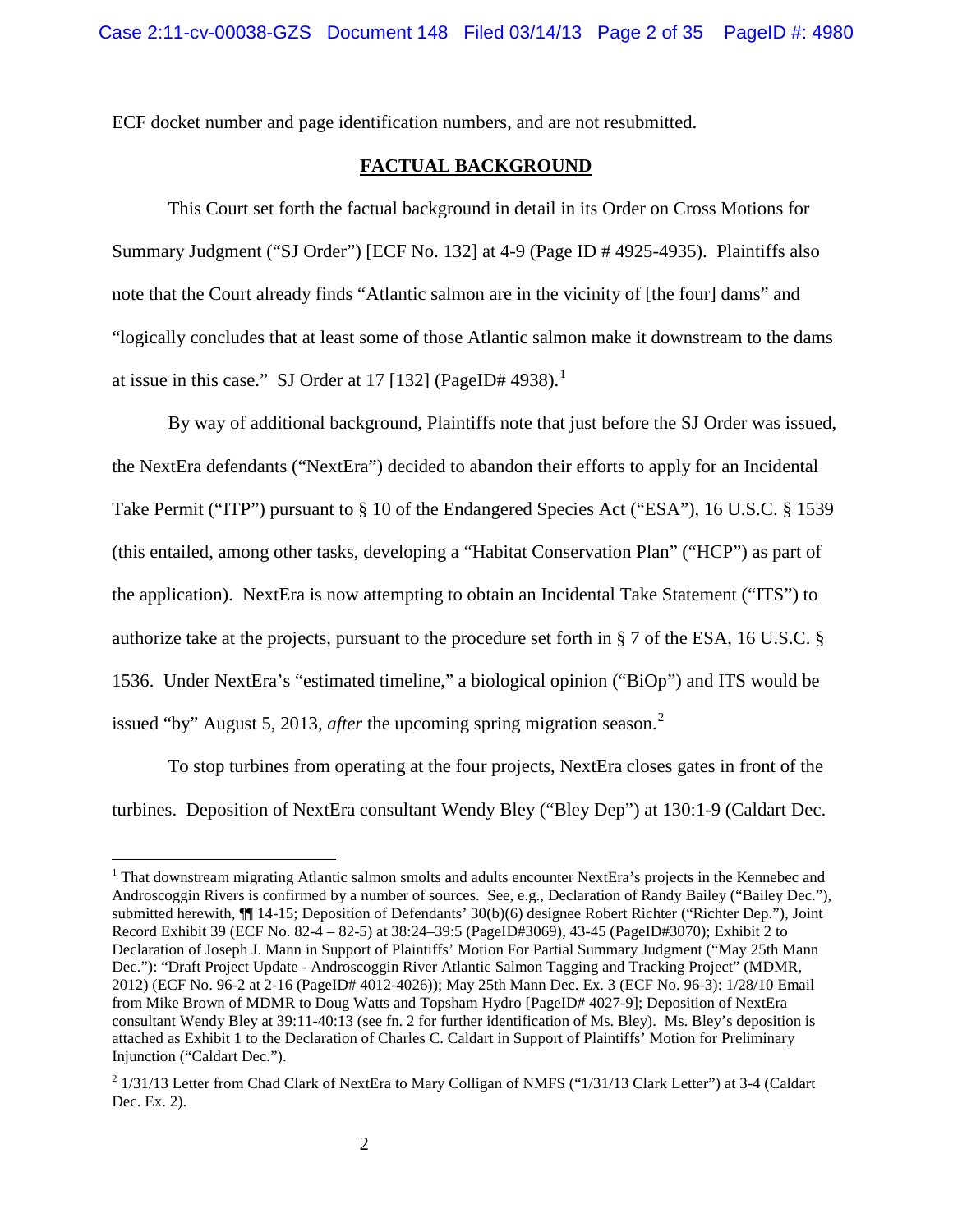ECF docket number and page identification numbers, and are not resubmitted.

## FACTUAL BACKGROUND

This Court set forth the factual background in detail in its Order on Cross Motions for Summary Judgment ("SJ Order") [ECF No. 132] at 4-9 (Page ID # 4925-4935). Plaintiffs also note that the Court already finds "Atlantic salmon are in the vicinity of [the four] dams" and "logically concludes that at least some of those Atlantic salmon make it downstream to the dams at issue in this case." SJ Order at 17 [132] (PageID# 4938).[1]

By way of additional background, Plaintiffs note that just before the SJ Order was issued, the NextEra defendants ("NextEra") decided to abandon their efforts to apply for an Incidental Take Permit ("ITP") pursuant to § 10 of the Endangered Species Act ("ESA"), 16 U.S.C. § 1539 (this entailed, among other tasks, developing a "Habitat Conservation Plan" ("HCP") as part of the application). NextEra is now attempting to obtain an Incidental Take Statement ("ITS") to authorize take at the projects, pursuant to the procedure set forth in § 7 of the ESA, 16 U.S.C. § 1536. Under NextEra's "estimated timeline," a biological opinion ("BiOp") and ITS would be issued "by" August 5, 2013, *after* the upcoming spring migration season.[2]

To stop turbines from operating at the four projects, NextEra closes gates in front of the turbines. Deposition of NextEra consultant Wendy Bley ("Bley Dep") at 130:1-9 (Caldart Dec.

---

[1] That downstream migrating Atlantic salmon smolts and adults encounter NextEra's projects in the Kennebec and Androscoggin Rivers is confirmed by a number of sources. See, e.g., Declaration of Randy Bailey ("Bailey Dec."), submitted herewith, ¶¶ 14-15; Deposition of Defendants' 30(b)(6) designee Robert Richter ("Richter Dep."), Joint Record Exhibit 39 (ECF No. 82-4 – 82-5) at 38:24–39:5 (PageID#3069), 43-45 (PageID#3070); Exhibit 2 to Declaration of Joseph J. Mann in Support of Plaintiffs' Motion For Partial Summary Judgment ("May 25th Mann Dec."): "Draft Project Update - Androscoggin River Atlantic Salmon Tagging and Tracking Project" (MDMR, 2012) (ECF No. 96-2 at 2-16 (PageID# 4012-4026)); May 25th Mann Dec. Ex. 3 (ECF No. 96-3): 1/28/10 Email from Mike Brown of MDMR to Doug Watts and Topsham Hydro [PageID# 4027-9]; Deposition of NextEra consultant Wendy Bley at 39:11-40:13 (see fn. 2 for further identification of Ms. Bley). Ms. Bley's deposition is attached as Exhibit 1 to the Declaration of Charles C. Caldart in Support of Plaintiffs' Motion for Preliminary Injunction ("Caldart Dec.").

[2] 1/31/13 Letter from Chad Clark of NextEra to Mary Colligan of NMFS ("1/31/13 Clark Letter") at 3-4 (Caldart Dec. Ex. 2).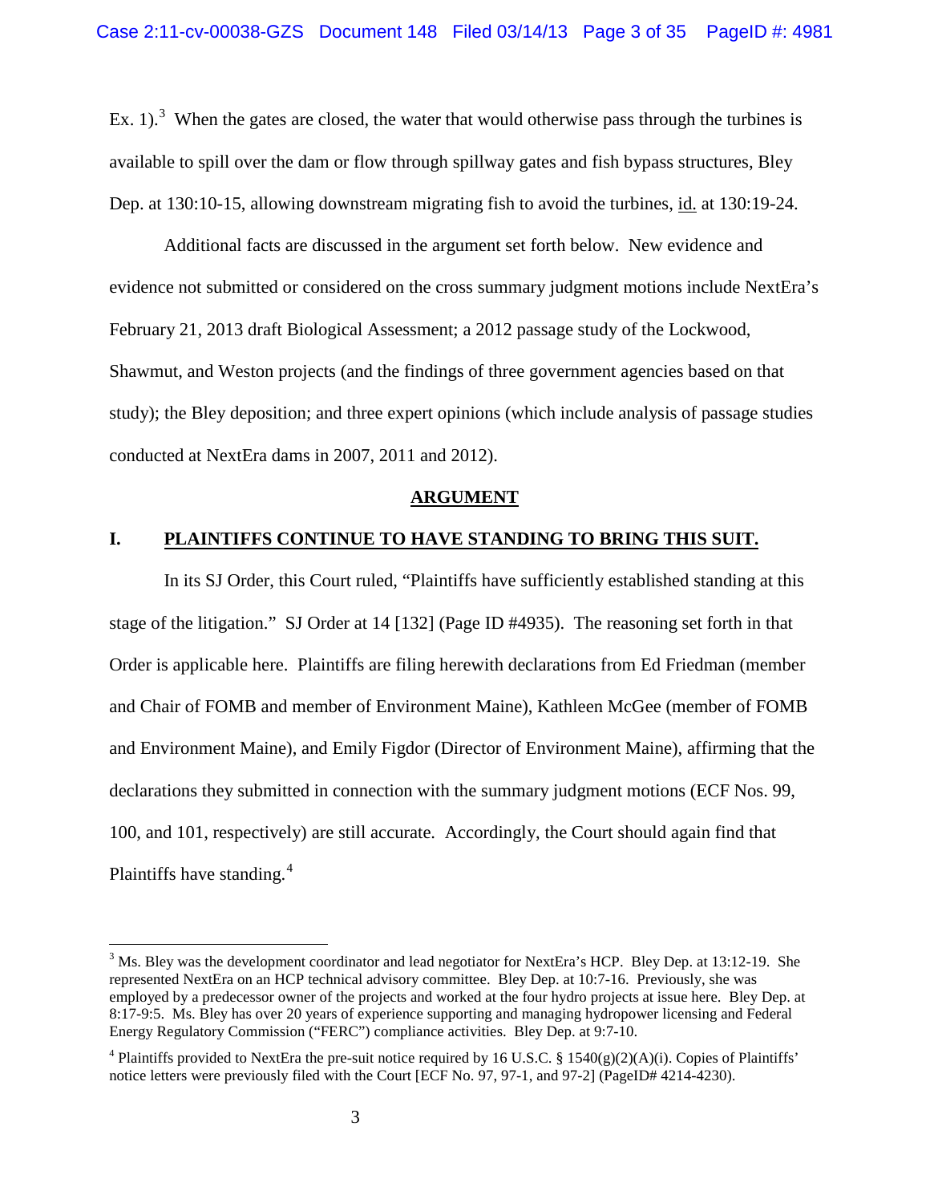Ex. 1).[3] When the gates are closed, the water that would otherwise pass through the turbines is available to spill over the dam or flow through spillway gates and fish bypass structures, Bley Dep. at 130:10-15, allowing downstream migrating fish to avoid the turbines, id. at 130:19-24.

Additional facts are discussed in the argument set forth below. New evidence and evidence not submitted or considered on the cross summary judgment motions include NextEra's February 21, 2013 draft Biological Assessment; a 2012 passage study of the Lockwood, Shawmut, and Weston projects (and the findings of three government agencies based on that study); the Bley deposition; and three expert opinions (which include analysis of passage studies conducted at NextEra dams in 2007, 2011 and 2012).

## ARGUMENT

### I. PLAINTIFFS CONTINUE TO HAVE STANDING TO BRING THIS SUIT.

In its SJ Order, this Court ruled, "Plaintiffs have sufficiently established standing at this stage of the litigation." SJ Order at 14 [132] (Page ID #4935). The reasoning set forth in that Order is applicable here. Plaintiffs are filing herewith declarations from Ed Friedman (member and Chair of FOMB and member of Environment Maine), Kathleen McGee (member of FOMB and Environment Maine), and Emily Figdor (Director of Environment Maine), affirming that the declarations they submitted in connection with the summary judgment motions (ECF Nos. 99, 100, and 101, respectively) are still accurate. Accordingly, the Court should again find that Plaintiffs have standing.[4]

---

[3] Ms. Bley was the development coordinator and lead negotiator for NextEra's HCP. Bley Dep. at 13:12-19. She represented NextEra on an HCP technical advisory committee. Bley Dep. at 10:7-16. Previously, she was employed by a predecessor owner of the projects and worked at the four hydro projects at issue here. Bley Dep. at 8:17-9:5. Ms. Bley has over 20 years of experience supporting and managing hydropower licensing and Federal Energy Regulatory Commission ("FERC") compliance activities. Bley Dep. at 9:7-10.

[4] Plaintiffs provided to NextEra the pre-suit notice required by 16 U.S.C. § 1540(g)(2)(A)(i). Copies of Plaintiffs' notice letters were previously filed with the Court [ECF No. 97, 97-1, and 97-2] (PageID# 4214-4230).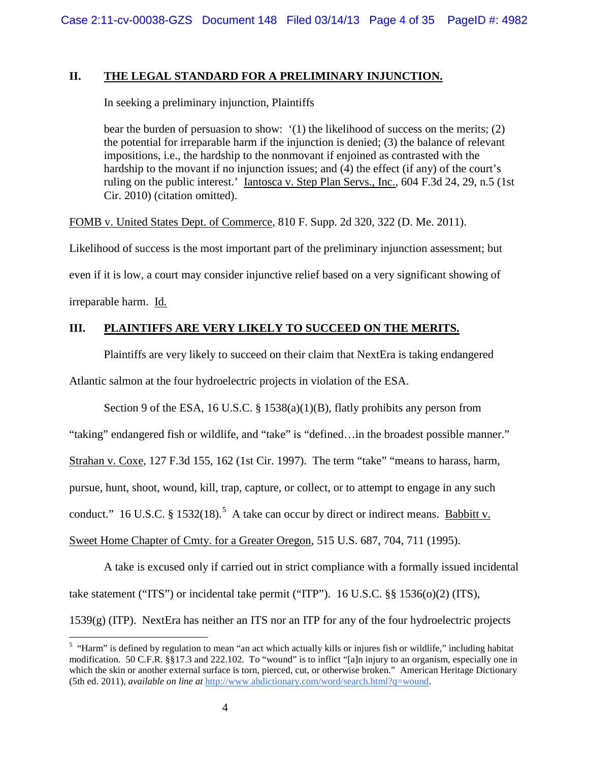## II. THE LEGAL STANDARD FOR A PRELIMINARY INJUNCTION.

In seeking a preliminary injunction, Plaintiffs

> bear the burden of persuasion to show: '(1) the likelihood of success on the merits; (2) the potential for irreparable harm if the injunction is denied; (3) the balance of relevant impositions, i.e., the hardship to the nonmovant if enjoined as contrasted with the hardship to the movant if no injunction issues; and (4) the effect (if any) of the court's ruling on the public interest.' Iantosca v. Step Plan Servs., Inc., 604 F.3d 24, 29, n.5 (1st Cir. 2010) (citation omitted).

FOMB v. United States Dept. of Commerce, 810 F. Supp. 2d 320, 322 (D. Me. 2011). Likelihood of success is the most important part of the preliminary injunction assessment; but even if it is low, a court may consider injunctive relief based on a very significant showing of irreparable harm. Id.

## III. PLAINTIFFS ARE VERY LIKELY TO SUCCEED ON THE MERITS.

Plaintiffs are very likely to succeed on their claim that NextEra is taking endangered Atlantic salmon at the four hydroelectric projects in violation of the ESA.

Section 9 of the ESA, 16 U.S.C. § 1538(a)(1)(B), flatly prohibits any person from "taking" endangered fish or wildlife, and "take" is "defined…in the broadest possible manner." Strahan v. Coxe, 127 F.3d 155, 162 (1st Cir. 1997). The term "take" "means to harass, harm, pursue, hunt, shoot, wound, kill, trap, capture, or collect, or to attempt to engage in any such conduct." 16 U.S.C. § 1532(18).[5] A take can occur by direct or indirect means. Babbitt v. Sweet Home Chapter of Cmty. for a Greater Oregon, 515 U.S. 687, 704, 711 (1995).

A take is excused only if carried out in strict compliance with a formally issued incidental take statement ("ITS") or incidental take permit ("ITP"). 16 U.S.C. §§ 1536(o)(2) (ITS), 1539(g) (ITP). NextEra has neither an ITS nor an ITP for any of the four hydroelectric projects

---

[5] "Harm" is defined by regulation to mean "an act which actually kills or injures fish or wildlife," including habitat modification. 50 C.F.R. §§17.3 and 222.102. To "wound" is to inflict "[a]n injury to an organism, especially one in which the skin or another external surface is torn, pierced, cut, or otherwise broken." American Heritage Dictionary (5th ed. 2011), *available on line at* http://www.ahdictionary.com/word/search.html?q=wound.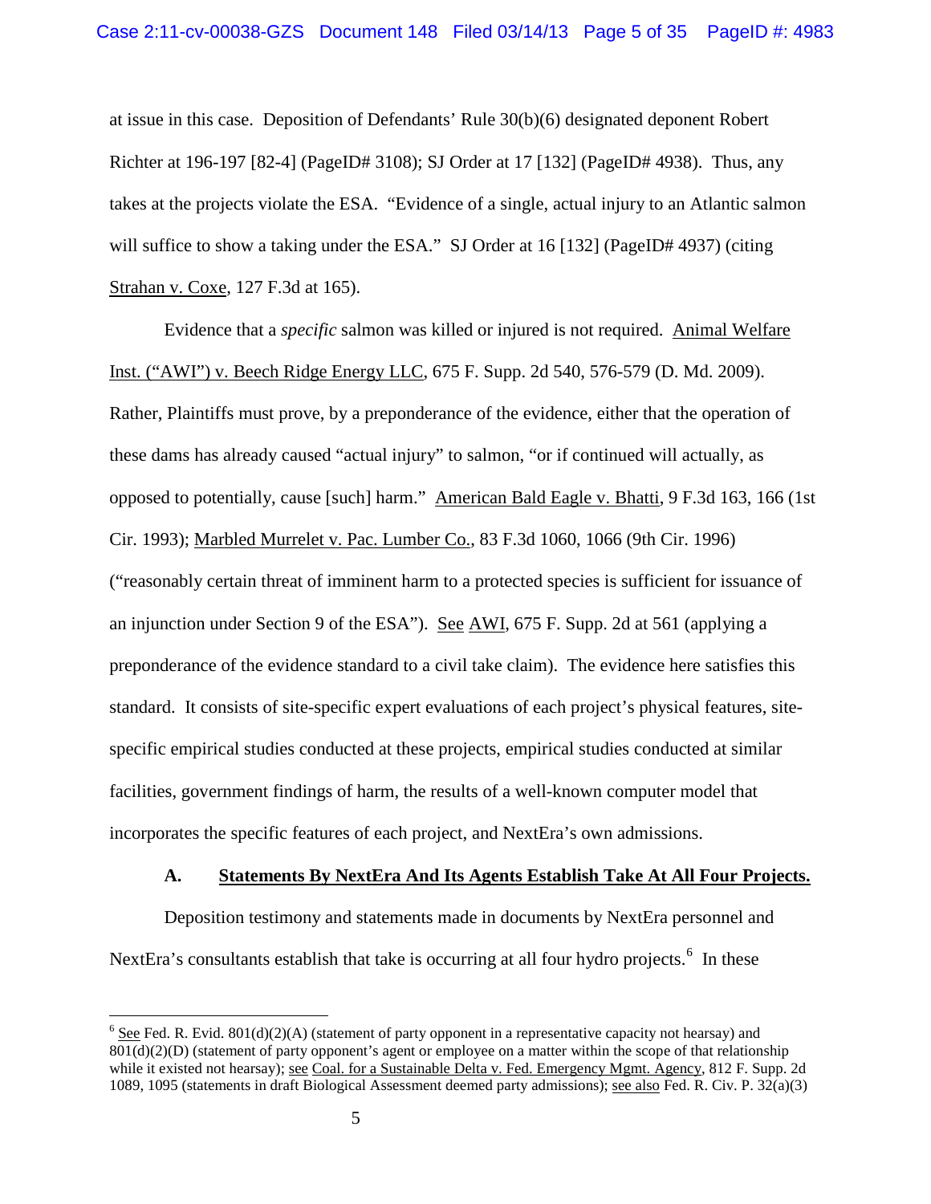at issue in this case. Deposition of Defendants' Rule 30(b)(6) designated deponent Robert Richter at 196-197 [82-4] (PageID# 3108); SJ Order at 17 [132] (PageID# 4938). Thus, any takes at the projects violate the ESA. "Evidence of a single, actual injury to an Atlantic salmon will suffice to show a taking under the ESA." SJ Order at 16 [132] (PageID# 4937) (citing Strahan v. Coxe, 127 F.3d at 165).

Evidence that a *specific* salmon was killed or injured is not required. Animal Welfare Inst. ("AWI") v. Beech Ridge Energy LLC, 675 F. Supp. 2d 540, 576-579 (D. Md. 2009). Rather, Plaintiffs must prove, by a preponderance of the evidence, either that the operation of these dams has already caused "actual injury" to salmon, "or if continued will actually, as opposed to potentially, cause [such] harm." American Bald Eagle v. Bhatti, 9 F.3d 163, 166 (1st Cir. 1993); Marbled Murrelet v. Pac. Lumber Co., 83 F.3d 1060, 1066 (9th Cir. 1996) ("reasonably certain threat of imminent harm to a protected species is sufficient for issuance of an injunction under Section 9 of the ESA"). See AWI, 675 F. Supp. 2d at 561 (applying a preponderance of the evidence standard to a civil take claim). The evidence here satisfies this standard. It consists of site-specific expert evaluations of each project's physical features, site-specific empirical studies conducted at these projects, empirical studies conducted at similar facilities, government findings of harm, the results of a well-known computer model that incorporates the specific features of each project, and NextEra's own admissions.

### A. Statements By NextEra And Its Agents Establish Take At All Four Projects.

Deposition testimony and statements made in documents by NextEra personnel and NextEra's consultants establish that take is occurring at all four hydro projects.[6] In these

---

[6] See Fed. R. Evid. 801(d)(2)(A) (statement of party opponent in a representative capacity not hearsay) and 801(d)(2)(D) (statement of party opponent's agent or employee on a matter within the scope of that relationship while it existed not hearsay); see Coal. for a Sustainable Delta v. Fed. Emergency Mgmt. Agency, 812 F. Supp. 2d 1089, 1095 (statements in draft Biological Assessment deemed party admissions); see also Fed. R. Civ. P. 32(a)(3)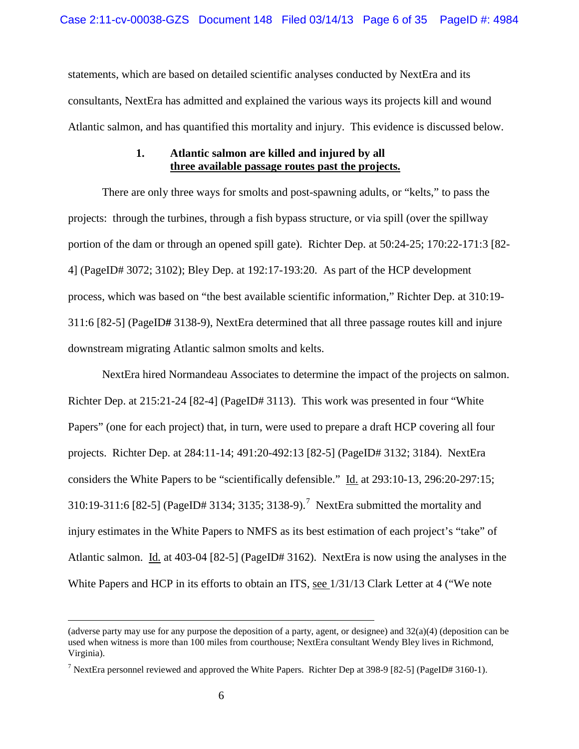statements, which are based on detailed scientific analyses conducted by NextEra and its consultants, NextEra has admitted and explained the various ways its projects kill and wound Atlantic salmon, and has quantified this mortality and injury. This evidence is discussed below.

### 1. Atlantic salmon are killed and injured by all three available passage routes past the projects.

There are only three ways for smolts and post-spawning adults, or "kelts," to pass the projects: through the turbines, through a fish bypass structure, or via spill (over the spillway portion of the dam or through an opened spill gate). Richter Dep. at 50:24-25; 170:22-171:3 [82-4] (PageID# 3072; 3102); Bley Dep. at 192:17-193:20. As part of the HCP development process, which was based on "the best available scientific information," Richter Dep. at 310:19-311:6 [82-5] (PageID# 3138-9), NextEra determined that all three passage routes kill and injure downstream migrating Atlantic salmon smolts and kelts.

NextEra hired Normandeau Associates to determine the impact of the projects on salmon. Richter Dep. at 215:21-24 [82-4] (PageID# 3113). This work was presented in four "White Papers" (one for each project) that, in turn, were used to prepare a draft HCP covering all four projects. Richter Dep. at 284:11-14; 491:20-492:13 [82-5] (PageID# 3132; 3184). NextEra considers the White Papers to be "scientifically defensible." Id. at 293:10-13, 296:20-297:15; 310:19-311:6 [82-5] (PageID# 3134; 3135; 3138-9).[7] NextEra submitted the mortality and injury estimates in the White Papers to NMFS as its best estimation of each project's "take" of Atlantic salmon. Id. at 403-04 [82-5] (PageID# 3162). NextEra is now using the analyses in the White Papers and HCP in its efforts to obtain an ITS, see 1/31/13 Clark Letter at 4 ("We note

---

(adverse party may use for any purpose the deposition of a party, agent, or designee) and 32(a)(4) (deposition can be used when witness is more than 100 miles from courthouse; NextEra consultant Wendy Bley lives in Richmond, Virginia).

[7] NextEra personnel reviewed and approved the White Papers. Richter Dep at 398-9 [82-5] (PageID# 3160-1).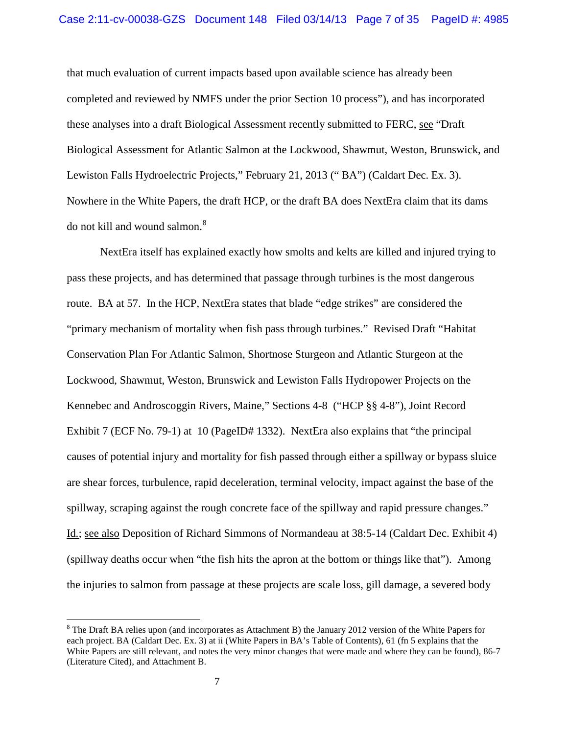that much evaluation of current impacts based upon available science has already been completed and reviewed by NMFS under the prior Section 10 process"), and has incorporated these analyses into a draft Biological Assessment recently submitted to FERC, see "Draft Biological Assessment for Atlantic Salmon at the Lockwood, Shawmut, Weston, Brunswick, and Lewiston Falls Hydroelectric Projects," February 21, 2013 (" BA") (Caldart Dec. Ex. 3). Nowhere in the White Papers, the draft HCP, or the draft BA does NextEra claim that its dams do not kill and wound salmon.[8]

NextEra itself has explained exactly how smolts and kelts are killed and injured trying to pass these projects, and has determined that passage through turbines is the most dangerous route. BA at 57. In the HCP, NextEra states that blade "edge strikes" are considered the "primary mechanism of mortality when fish pass through turbines." Revised Draft "Habitat Conservation Plan For Atlantic Salmon, Shortnose Sturgeon and Atlantic Sturgeon at the Lockwood, Shawmut, Weston, Brunswick and Lewiston Falls Hydropower Projects on the Kennebec and Androscoggin Rivers, Maine," Sections 4-8 ("HCP §§ 4-8"), Joint Record Exhibit 7 (ECF No. 79-1) at 10 (PageID# 1332). NextEra also explains that "the principal causes of potential injury and mortality for fish passed through either a spillway or bypass sluice are shear forces, turbulence, rapid deceleration, terminal velocity, impact against the base of the spillway, scraping against the rough concrete face of the spillway and rapid pressure changes." Id.; see also Deposition of Richard Simmons of Normandeau at 38:5-14 (Caldart Dec. Exhibit 4) (spillway deaths occur when "the fish hits the apron at the bottom or things like that"). Among the injuries to salmon from passage at these projects are scale loss, gill damage, a severed body

---

[8] The Draft BA relies upon (and incorporates as Attachment B) the January 2012 version of the White Papers for each project. BA (Caldart Dec. Ex. 3) at ii (White Papers in BA's Table of Contents), 61 (fn 5 explains that the White Papers are still relevant, and notes the very minor changes that were made and where they can be found), 86-7 (Literature Cited), and Attachment B.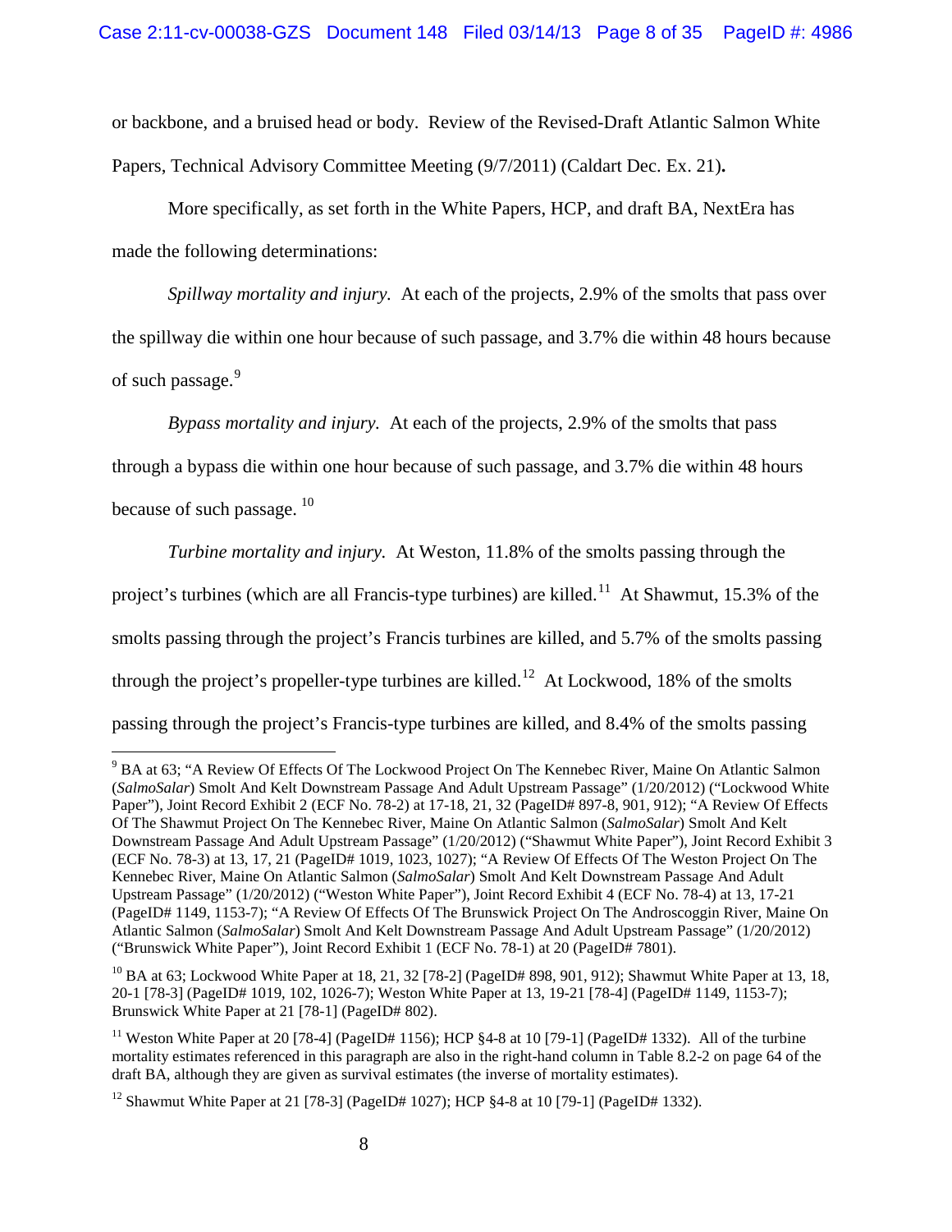or backbone, and a bruised head or body. Review of the Revised-Draft Atlantic Salmon White Papers, Technical Advisory Committee Meeting (9/7/2011) (Caldart Dec. Ex. 21).

More specifically, as set forth in the White Papers, HCP, and draft BA, NextEra has made the following determinations:

*Spillway mortality and injury.* At each of the projects, 2.9% of the smolts that pass over the spillway die within one hour because of such passage, and 3.7% die within 48 hours because of such passage.[9]

*Bypass mortality and injury.* At each of the projects, 2.9% of the smolts that pass through a bypass die within one hour because of such passage, and 3.7% die within 48 hours because of such passage.[10]

*Turbine mortality and injury.* At Weston, 11.8% of the smolts passing through the project's turbines (which are all Francis-type turbines) are killed.[11] At Shawmut, 15.3% of the smolts passing through the project's Francis turbines are killed, and 5.7% of the smolts passing through the project's propeller-type turbines are killed.[12] At Lockwood, 18% of the smolts passing through the project's Francis-type turbines are killed, and 8.4% of the smolts passing

---

[9] BA at 63; "A Review Of Effects Of The Lockwood Project On The Kennebec River, Maine On Atlantic Salmon (*SalmoSalar*) Smolt And Kelt Downstream Passage And Adult Upstream Passage" (1/20/2012) ("Lockwood White Paper"), Joint Record Exhibit 2 (ECF No. 78-2) at 17-18, 21, 32 (PageID# 897-8, 901, 912); "A Review Of Effects Of The Shawmut Project On The Kennebec River, Maine On Atlantic Salmon (*SalmoSalar*) Smolt And Kelt Downstream Passage And Adult Upstream Passage" (1/20/2012) ("Shawmut White Paper"), Joint Record Exhibit 3 (ECF No. 78-3) at 13, 17, 21 (PageID# 1019, 1023, 1027); "A Review Of Effects Of The Weston Project On The Kennebec River, Maine On Atlantic Salmon (*SalmoSalar*) Smolt And Kelt Downstream Passage And Adult Upstream Passage" (1/20/2012) ("Weston White Paper"), Joint Record Exhibit 4 (ECF No. 78-4) at 13, 17-21 (PageID# 1149, 1153-7); "A Review Of Effects Of The Brunswick Project On The Androscoggin River, Maine On Atlantic Salmon (*SalmoSalar*) Smolt And Kelt Downstream Passage And Adult Upstream Passage" (1/20/2012) ("Brunswick White Paper"), Joint Record Exhibit 1 (ECF No. 78-1) at 20 (PageID# 7801).

[10] BA at 63; Lockwood White Paper at 18, 21, 32 [78-2] (PageID# 898, 901, 912); Shawmut White Paper at 13, 18, 20-1 [78-3] (PageID# 1019, 102, 1026-7); Weston White Paper at 13, 19-21 [78-4] (PageID# 1149, 1153-7); Brunswick White Paper at 21 [78-1] (PageID# 802).

[11] Weston White Paper at 20 [78-4] (PageID# 1156); HCP §4-8 at 10 [79-1] (PageID# 1332). All of the turbine mortality estimates referenced in this paragraph are also in the right-hand column in Table 8.2-2 on page 64 of the draft BA, although they are given as survival estimates (the inverse of mortality estimates).

[12] Shawmut White Paper at 21 [78-3] (PageID# 1027); HCP §4-8 at 10 [79-1] (PageID# 1332).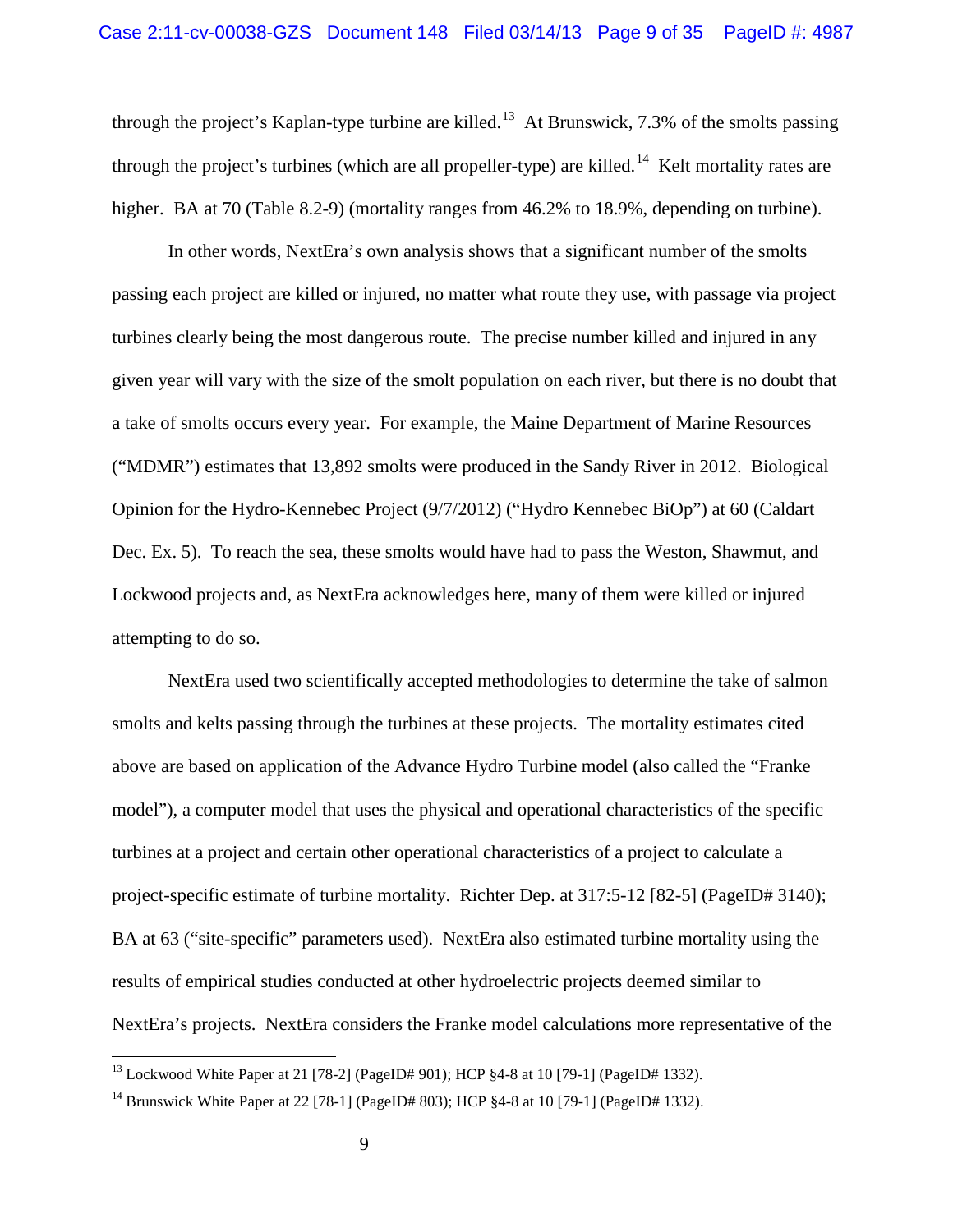through the project's Kaplan-type turbine are killed.[13] At Brunswick, 7.3% of the smolts passing through the project's turbines (which are all propeller-type) are killed.[14] Kelt mortality rates are higher. BA at 70 (Table 8.2-9) (mortality ranges from 46.2% to 18.9%, depending on turbine).

In other words, NextEra's own analysis shows that a significant number of the smolts passing each project are killed or injured, no matter what route they use, with passage via project turbines clearly being the most dangerous route. The precise number killed and injured in any given year will vary with the size of the smolt population on each river, but there is no doubt that a take of smolts occurs every year. For example, the Maine Department of Marine Resources ("MDMR") estimates that 13,892 smolts were produced in the Sandy River in 2012. Biological Opinion for the Hydro-Kennebec Project (9/7/2012) ("Hydro Kennebec BiOp") at 60 (Caldart Dec. Ex. 5). To reach the sea, these smolts would have had to pass the Weston, Shawmut, and Lockwood projects and, as NextEra acknowledges here, many of them were killed or injured attempting to do so.

NextEra used two scientifically accepted methodologies to determine the take of salmon smolts and kelts passing through the turbines at these projects. The mortality estimates cited above are based on application of the Advance Hydro Turbine model (also called the "Franke model"), a computer model that uses the physical and operational characteristics of the specific turbines at a project and certain other operational characteristics of a project to calculate a project-specific estimate of turbine mortality. Richter Dep. at 317:5-12 [82-5] (PageID# 3140); BA at 63 ("site-specific" parameters used). NextEra also estimated turbine mortality using the results of empirical studies conducted at other hydroelectric projects deemed similar to NextEra's projects. NextEra considers the Franke model calculations more representative of the

---

[13] Lockwood White Paper at 21 [78-2] (PageID# 901); HCP §4-8 at 10 [79-1] (PageID# 1332).

[14] Brunswick White Paper at 22 [78-1] (PageID# 803); HCP §4-8 at 10 [79-1] (PageID# 1332).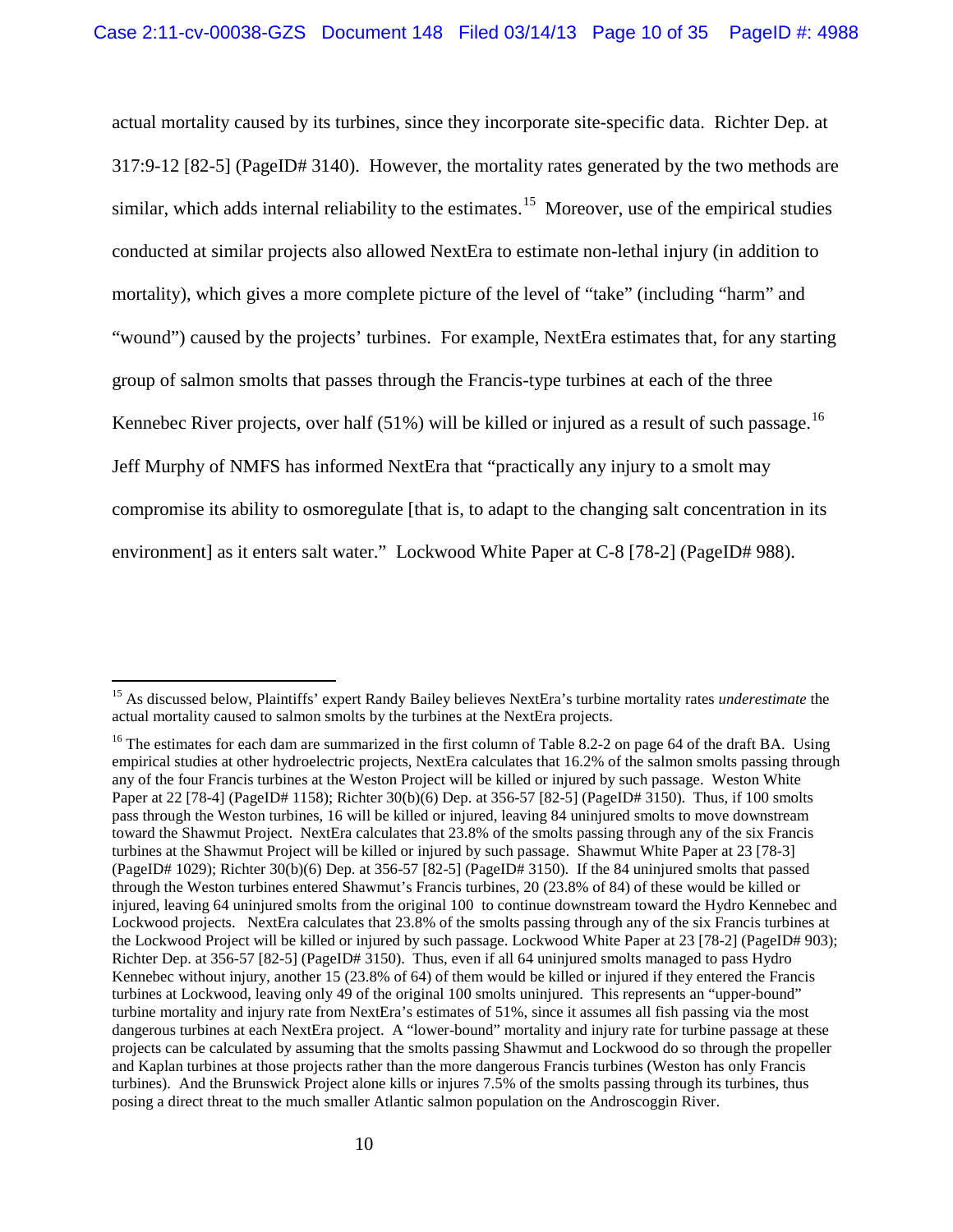actual mortality caused by its turbines, since they incorporate site-specific data. Richter Dep. at 317:9-12 [82-5] (PageID# 3140). However, the mortality rates generated by the two methods are similar, which adds internal reliability to the estimates.[15] Moreover, use of the empirical studies conducted at similar projects also allowed NextEra to estimate non-lethal injury (in addition to mortality), which gives a more complete picture of the level of "take" (including "harm" and "wound") caused by the projects' turbines. For example, NextEra estimates that, for any starting group of salmon smolts that passes through the Francis-type turbines at each of the three Kennebec River projects, over half (51%) will be killed or injured as a result of such passage.[16] Jeff Murphy of NMFS has informed NextEra that "practically any injury to a smolt may compromise its ability to osmoregulate [that is, to adapt to the changing salt concentration in its environment] as it enters salt water." Lockwood White Paper at C-8 [78-2] (PageID# 988).

---

[15] As discussed below, Plaintiffs' expert Randy Bailey believes NextEra's turbine mortality rates *underestimate* the actual mortality caused to salmon smolts by the turbines at the NextEra projects.

[16] The estimates for each dam are summarized in the first column of Table 8.2-2 on page 64 of the draft BA. Using empirical studies at other hydroelectric projects, NextEra calculates that 16.2% of the salmon smolts passing through any of the four Francis turbines at the Weston Project will be killed or injured by such passage. Weston White Paper at 22 [78-4] (PageID# 1158); Richter 30(b)(6) Dep. at 356-57 [82-5] (PageID# 3150). Thus, if 100 smolts pass through the Weston turbines, 16 will be killed or injured, leaving 84 uninjured smolts to move downstream toward the Shawmut Project. NextEra calculates that 23.8% of the smolts passing through any of the six Francis turbines at the Shawmut Project will be killed or injured by such passage. Shawmut White Paper at 23 [78-3] (PageID# 1029); Richter 30(b)(6) Dep. at 356-57 [82-5] (PageID# 3150). If the 84 uninjured smolts that passed through the Weston turbines entered Shawmut's Francis turbines, 20 (23.8% of 84) of these would be killed or injured, leaving 64 uninjured smolts from the original 100 to continue downstream toward the Hydro Kennebec and Lockwood projects. NextEra calculates that 23.8% of the smolts passing through any of the six Francis turbines at the Lockwood Project will be killed or injured by such passage. Lockwood White Paper at 23 [78-2] (PageID# 903); Richter Dep. at 356-57 [82-5] (PageID# 3150). Thus, even if all 64 uninjured smolts managed to pass Hydro Kennebec without injury, another 15 (23.8% of 64) of them would be killed or injured if they entered the Francis turbines at Lockwood, leaving only 49 of the original 100 smolts uninjured. This represents an "upper-bound" turbine mortality and injury rate from NextEra's estimates of 51%, since it assumes all fish passing via the most dangerous turbines at each NextEra project. A "lower-bound" mortality and injury rate for turbine passage at these projects can be calculated by assuming that the smolts passing Shawmut and Lockwood do so through the propeller and Kaplan turbines at those projects rather than the more dangerous Francis turbines (Weston has only Francis turbines). And the Brunswick Project alone kills or injures 7.5% of the smolts passing through its turbines, thus posing a direct threat to the much smaller Atlantic salmon population on the Androscoggin River.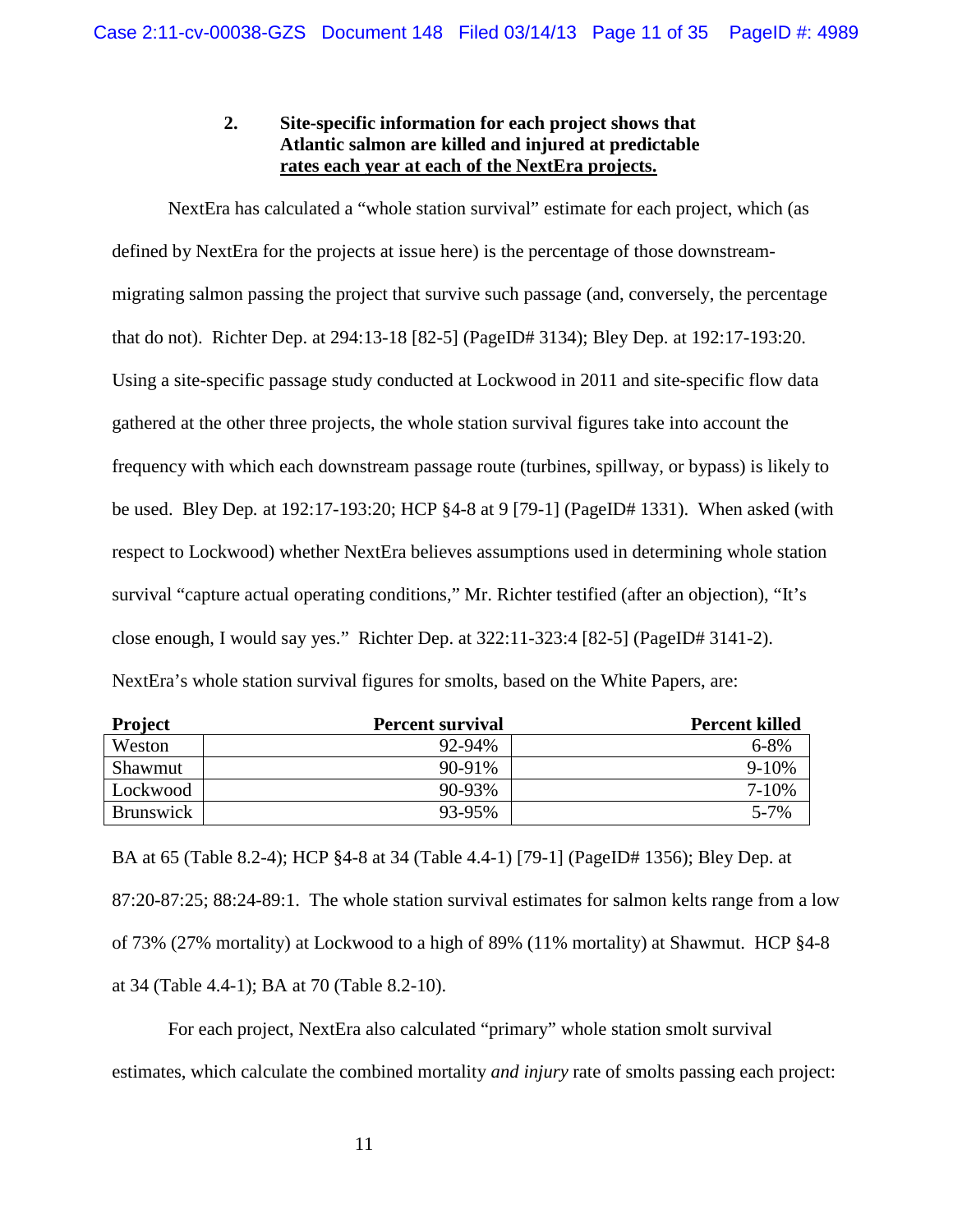### 2. Site-specific information for each project shows that Atlantic salmon are killed and injured at predictable rates each year at each of the NextEra projects.

NextEra has calculated a "whole station survival" estimate for each project, which (as defined by NextEra for the projects at issue here) is the percentage of those downstream-migrating salmon passing the project that survive such passage (and, conversely, the percentage that do not). Richter Dep. at 294:13-18 [82-5] (PageID# 3134); Bley Dep. at 192:17-193:20. Using a site-specific passage study conducted at Lockwood in 2011 and site-specific flow data gathered at the other three projects, the whole station survival figures take into account the frequency with which each downstream passage route (turbines, spillway, or bypass) is likely to be used. Bley Dep. at 192:17-193:20; HCP §4-8 at 9 [79-1] (PageID# 1331). When asked (with respect to Lockwood) whether NextEra believes assumptions used in determining whole station survival "capture actual operating conditions," Mr. Richter testified (after an objection), "It's close enough, I would say yes." Richter Dep. at 322:11-323:4 [82-5] (PageID# 3141-2). NextEra's whole station survival figures for smolts, based on the White Papers, are:

| Project | Percent survival | Percent killed |
|---|---|---|
| Weston | 92-94% | 6-8% |
| Shawmut | 90-91% | 9-10% |
| Lockwood | 90-93% | 7-10% |
| Brunswick | 93-95% | 5-7% |

BA at 65 (Table 8.2-4); HCP §4-8 at 34 (Table 4.4-1) [79-1] (PageID# 1356); Bley Dep. at 87:20-87:25; 88:24-89:1. The whole station survival estimates for salmon kelts range from a low of 73% (27% mortality) at Lockwood to a high of 89% (11% mortality) at Shawmut. HCP §4-8 at 34 (Table 4.4-1); BA at 70 (Table 8.2-10).

For each project, NextEra also calculated "primary" whole station smolt survival estimates, which calculate the combined mortality *and injury* rate of smolts passing each project: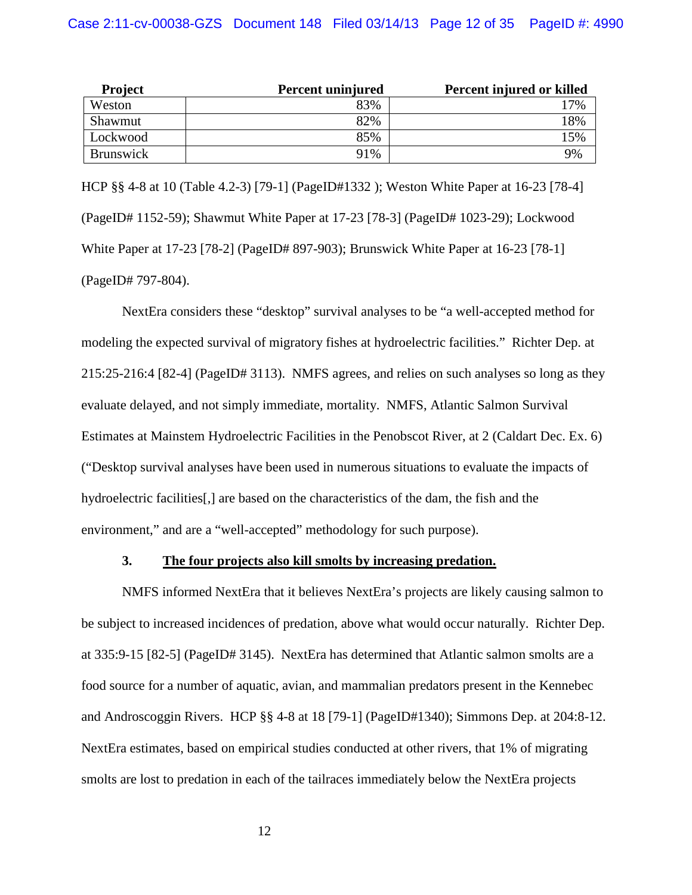| Project | Percent uninjured | Percent injured or killed |
|---|---|---|
| Weston | 83% | 17% |
| Shawmut | 82% | 18% |
| Lockwood | 85% | 15% |
| Brunswick | 91% | 9% |

HCP §§ 4-8 at 10 (Table 4.2-3) [79-1] (PageID#1332 ); Weston White Paper at 16-23 [78-4] (PageID# 1152-59); Shawmut White Paper at 17-23 [78-3] (PageID# 1023-29); Lockwood White Paper at 17-23 [78-2] (PageID# 897-903); Brunswick White Paper at 16-23 [78-1] (PageID# 797-804).

NextEra considers these "desktop" survival analyses to be "a well-accepted method for modeling the expected survival of migratory fishes at hydroelectric facilities." Richter Dep. at 215:25-216:4 [82-4] (PageID# 3113). NMFS agrees, and relies on such analyses so long as they evaluate delayed, and not simply immediate, mortality. NMFS, Atlantic Salmon Survival Estimates at Mainstem Hydroelectric Facilities in the Penobscot River, at 2 (Caldart Dec. Ex. 6) ("Desktop survival analyses have been used in numerous situations to evaluate the impacts of hydroelectric facilities[,] are based on the characteristics of the dam, the fish and the environment," and are a "well-accepted" methodology for such purpose).

### 3. <u>The four projects also kill smolts by increasing predation.</u>

NMFS informed NextEra that it believes NextEra's projects are likely causing salmon to be subject to increased incidences of predation, above what would occur naturally. Richter Dep. at 335:9-15 [82-5] (PageID# 3145). NextEra has determined that Atlantic salmon smolts are a food source for a number of aquatic, avian, and mammalian predators present in the Kennebec and Androscoggin Rivers. HCP §§ 4-8 at 18 [79-1] (PageID#1340); Simmons Dep. at 204:8-12. NextEra estimates, based on empirical studies conducted at other rivers, that 1% of migrating smolts are lost to predation in each of the tailraces immediately below the NextEra projects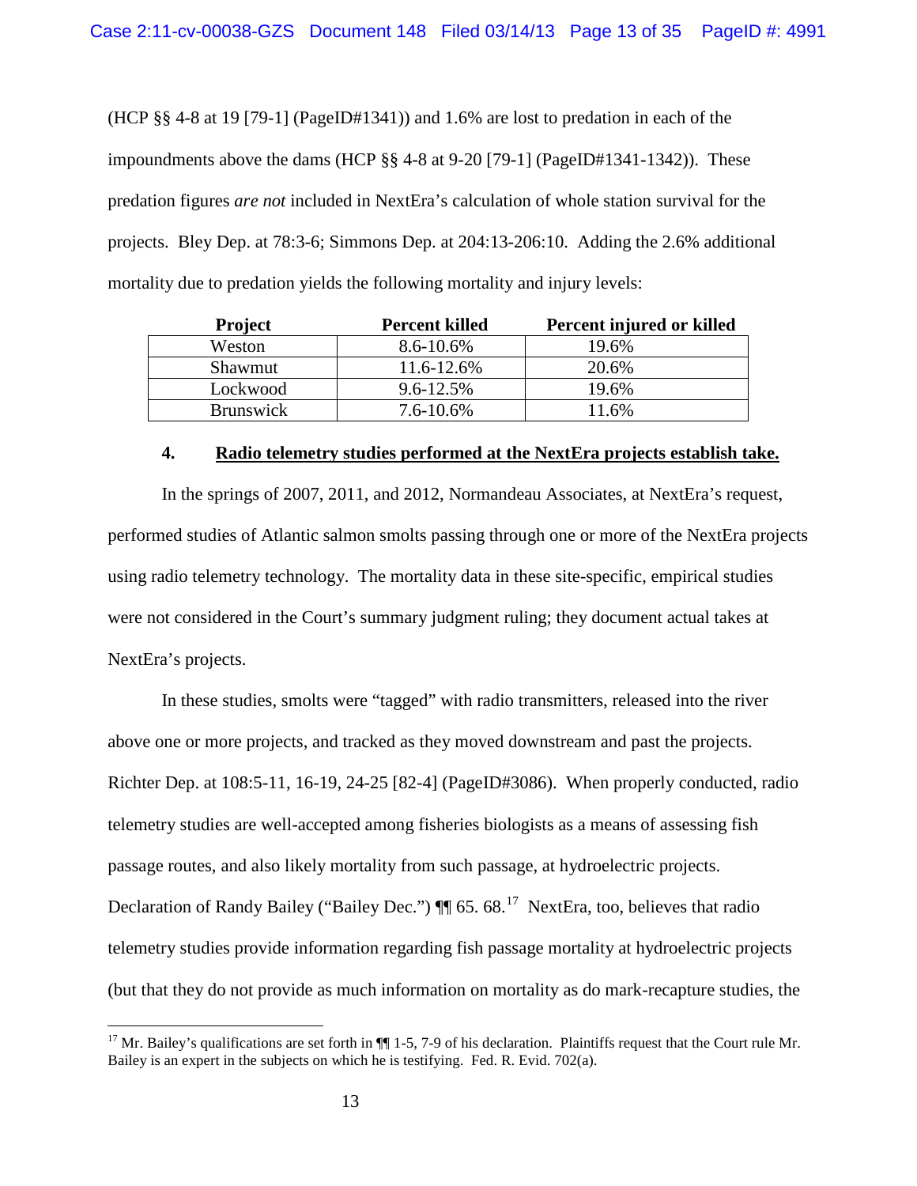(HCP §§ 4-8 at 19 [79-1] (PageID#1341)) and 1.6% are lost to predation in each of the impoundments above the dams (HCP §§ 4-8 at 9-20 [79-1] (PageID#1341-1342)). These predation figures *are not* included in NextEra's calculation of whole station survival for the projects. Bley Dep. at 78:3-6; Simmons Dep. at 204:13-206:10. Adding the 2.6% additional mortality due to predation yields the following mortality and injury levels:

| Project | Percent killed | Percent injured or killed |
|---|---|---|
| Weston | 8.6-10.6% | 19.6% |
| Shawmut | 11.6-12.6% | 20.6% |
| Lockwood | 9.6-12.5% | 19.6% |
| Brunswick | 7.6-10.6% | 11.6% |

**4. <u>Radio telemetry studies performed at the NextEra projects establish take.</u>**

In the springs of 2007, 2011, and 2012, Normandeau Associates, at NextEra's request, performed studies of Atlantic salmon smolts passing through one or more of the NextEra projects using radio telemetry technology. The mortality data in these site-specific, empirical studies were not considered in the Court's summary judgment ruling; they document actual takes at NextEra's projects.

In these studies, smolts were "tagged" with radio transmitters, released into the river above one or more projects, and tracked as they moved downstream and past the projects. Richter Dep. at 108:5-11, 16-19, 24-25 [82-4] (PageID#3086). When properly conducted, radio telemetry studies are well-accepted among fisheries biologists as a means of assessing fish passage routes, and also likely mortality from such passage, at hydroelectric projects. Declaration of Randy Bailey ("Bailey Dec.") ¶¶ 65. 68.[17] NextEra, too, believes that radio telemetry studies provide information regarding fish passage mortality at hydroelectric projects (but that they do not provide as much information on mortality as do mark-recapture studies, the

---

[17] Mr. Bailey's qualifications are set forth in ¶¶ 1-5, 7-9 of his declaration. Plaintiffs request that the Court rule Mr. Bailey is an expert in the subjects on which he is testifying. Fed. R. Evid. 702(a).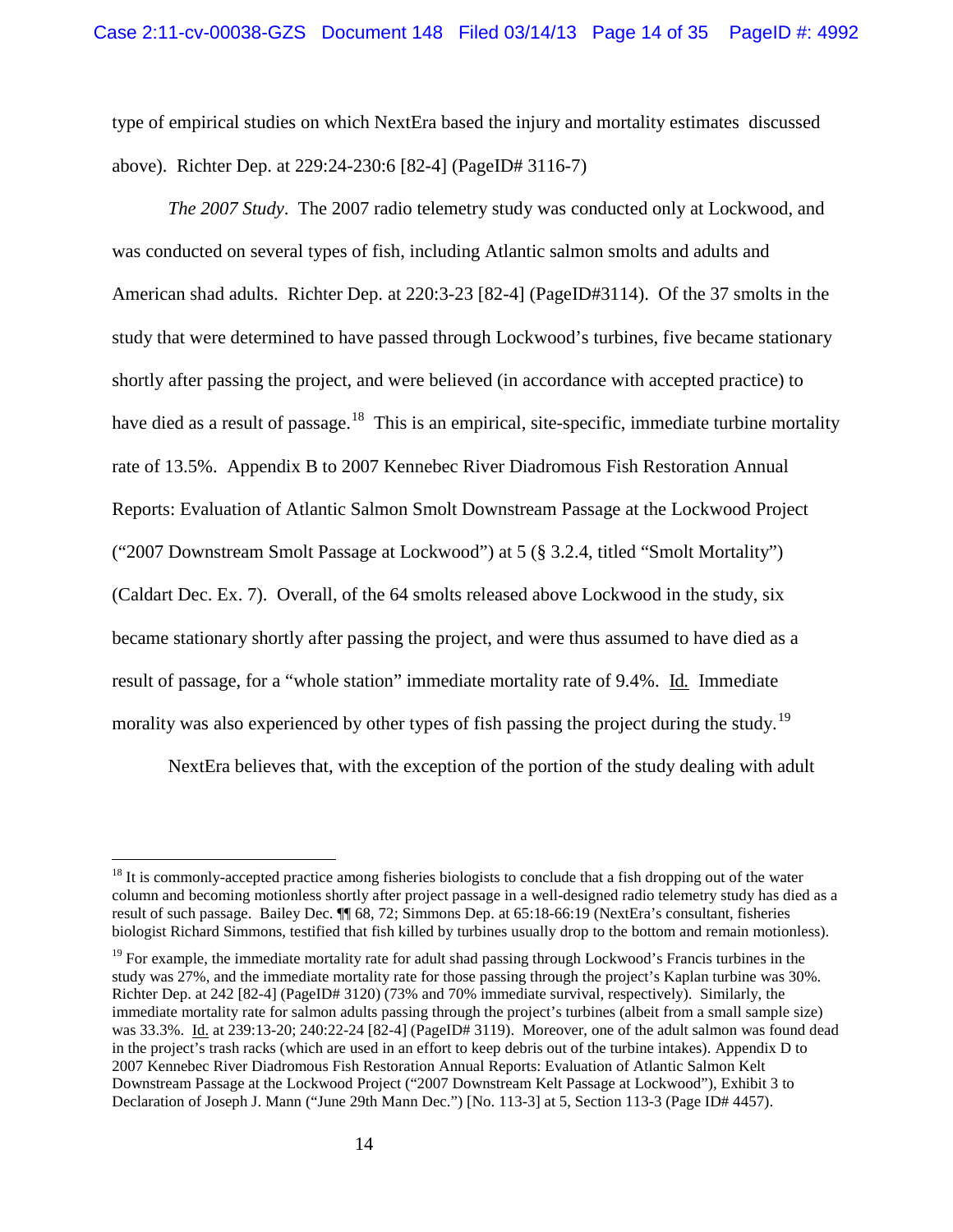type of empirical studies on which NextEra based the injury and mortality estimates discussed above). Richter Dep. at 229:24-230:6 [82-4] (PageID# 3116-7)

*The 2007 Study*. The 2007 radio telemetry study was conducted only at Lockwood, and was conducted on several types of fish, including Atlantic salmon smolts and adults and American shad adults. Richter Dep. at 220:3-23 [82-4] (PageID#3114). Of the 37 smolts in the study that were determined to have passed through Lockwood's turbines, five became stationary shortly after passing the project, and were believed (in accordance with accepted practice) to have died as a result of passage.[18] This is an empirical, site-specific, immediate turbine mortality rate of 13.5%. Appendix B to 2007 Kennebec River Diadromous Fish Restoration Annual Reports: Evaluation of Atlantic Salmon Smolt Downstream Passage at the Lockwood Project ("2007 Downstream Smolt Passage at Lockwood") at 5 (§ 3.2.4, titled "Smolt Mortality") (Caldart Dec. Ex. 7). Overall, of the 64 smolts released above Lockwood in the study, six became stationary shortly after passing the project, and were thus assumed to have died as a result of passage, for a "whole station" immediate mortality rate of 9.4%. Id. Immediate morality was also experienced by other types of fish passing the project during the study.[19]

NextEra believes that, with the exception of the portion of the study dealing with adult

---

[18] It is commonly-accepted practice among fisheries biologists to conclude that a fish dropping out of the water column and becoming motionless shortly after project passage in a well-designed radio telemetry study has died as a result of such passage. Bailey Dec. ¶¶ 68, 72; Simmons Dep. at 65:18-66:19 (NextEra's consultant, fisheries biologist Richard Simmons, testified that fish killed by turbines usually drop to the bottom and remain motionless).

[19] For example, the immediate mortality rate for adult shad passing through Lockwood's Francis turbines in the study was 27%, and the immediate mortality rate for those passing through the project's Kaplan turbine was 30%. Richter Dep. at 242 [82-4] (PageID# 3120) (73% and 70% immediate survival, respectively). Similarly, the immediate mortality rate for salmon adults passing through the project's turbines (albeit from a small sample size) was 33.3%. Id. at 239:13-20; 240:22-24 [82-4] (PageID# 3119). Moreover, one of the adult salmon was found dead in the project's trash racks (which are used in an effort to keep debris out of the turbine intakes). Appendix D to 2007 Kennebec River Diadromous Fish Restoration Annual Reports: Evaluation of Atlantic Salmon Kelt Downstream Passage at the Lockwood Project ("2007 Downstream Kelt Passage at Lockwood"), Exhibit 3 to Declaration of Joseph J. Mann ("June 29th Mann Dec.") [No. 113-3] at 5, Section 113-3 (Page ID# 4457).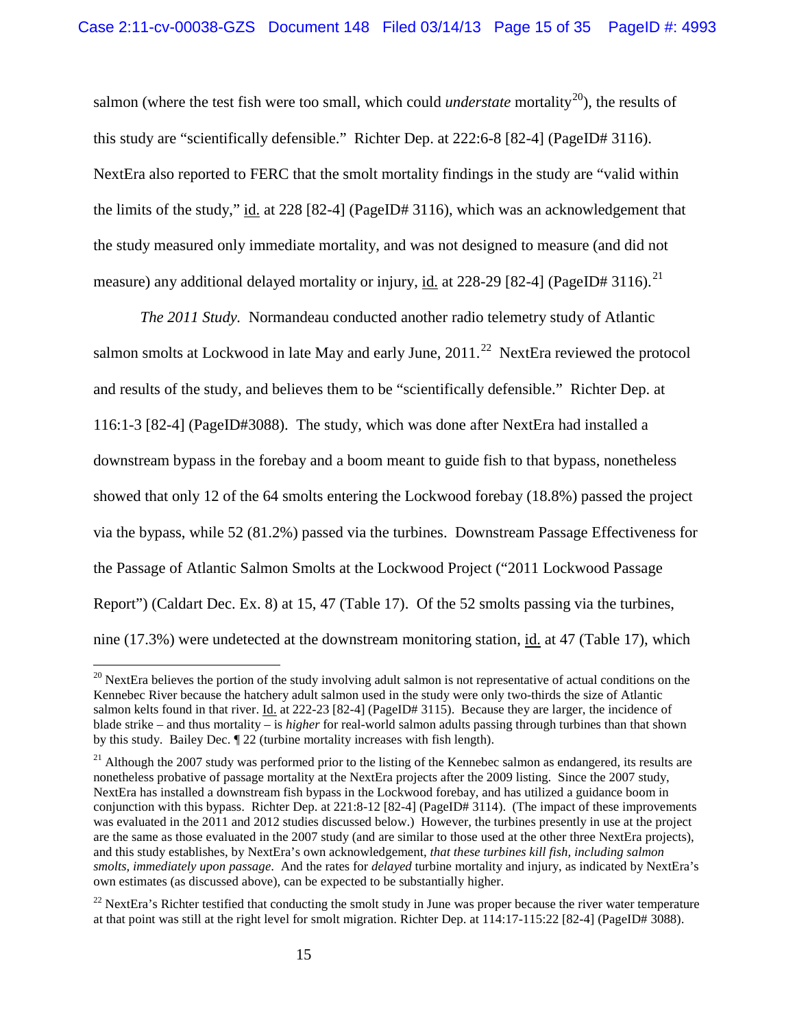salmon (where the test fish were too small, which could *understate* mortality[20]), the results of this study are "scientifically defensible." Richter Dep. at 222:6-8 [82-4] (PageID# 3116). NextEra also reported to FERC that the smolt mortality findings in the study are "valid within the limits of the study," id. at 228 [82-4] (PageID# 3116), which was an acknowledgement that the study measured only immediate mortality, and was not designed to measure (and did not measure) any additional delayed mortality or injury, id. at 228-29 [82-4] (PageID# 3116).[21]

*The 2011 Study.* Normandeau conducted another radio telemetry study of Atlantic salmon smolts at Lockwood in late May and early June, 2011.[22] NextEra reviewed the protocol and results of the study, and believes them to be "scientifically defensible." Richter Dep. at 116:1-3 [82-4] (PageID#3088). The study, which was done after NextEra had installed a downstream bypass in the forebay and a boom meant to guide fish to that bypass, nonetheless showed that only 12 of the 64 smolts entering the Lockwood forebay (18.8%) passed the project via the bypass, while 52 (81.2%) passed via the turbines. Downstream Passage Effectiveness for the Passage of Atlantic Salmon Smolts at the Lockwood Project ("2011 Lockwood Passage Report") (Caldart Dec. Ex. 8) at 15, 47 (Table 17). Of the 52 smolts passing via the turbines, nine (17.3%) were undetected at the downstream monitoring station, id. at 47 (Table 17), which

---

[20] NextEra believes the portion of the study involving adult salmon is not representative of actual conditions on the Kennebec River because the hatchery adult salmon used in the study were only two-thirds the size of Atlantic salmon kelts found in that river. Id. at 222-23 [82-4] (PageID# 3115). Because they are larger, the incidence of blade strike – and thus mortality – is *higher* for real-world salmon adults passing through turbines than that shown by this study. Bailey Dec. ¶ 22 (turbine mortality increases with fish length).

[21] Although the 2007 study was performed prior to the listing of the Kennebec salmon as endangered, its results are nonetheless probative of passage mortality at the NextEra projects after the 2009 listing. Since the 2007 study, NextEra has installed a downstream fish bypass in the Lockwood forebay, and has utilized a guidance boom in conjunction with this bypass. Richter Dep. at 221:8-12 [82-4] (PageID# 3114). (The impact of these improvements was evaluated in the 2011 and 2012 studies discussed below.) However, the turbines presently in use at the project are the same as those evaluated in the 2007 study (and are similar to those used at the other three NextEra projects), and this study establishes, by NextEra's own acknowledgement, *that these turbines kill fish, including salmon smolts, immediately upon passage*. And the rates for *delayed* turbine mortality and injury, as indicated by NextEra's own estimates (as discussed above), can be expected to be substantially higher.

[22] NextEra's Richter testified that conducting the smolt study in June was proper because the river water temperature at that point was still at the right level for smolt migration. Richter Dep. at 114:17-115:22 [82-4] (PageID# 3088).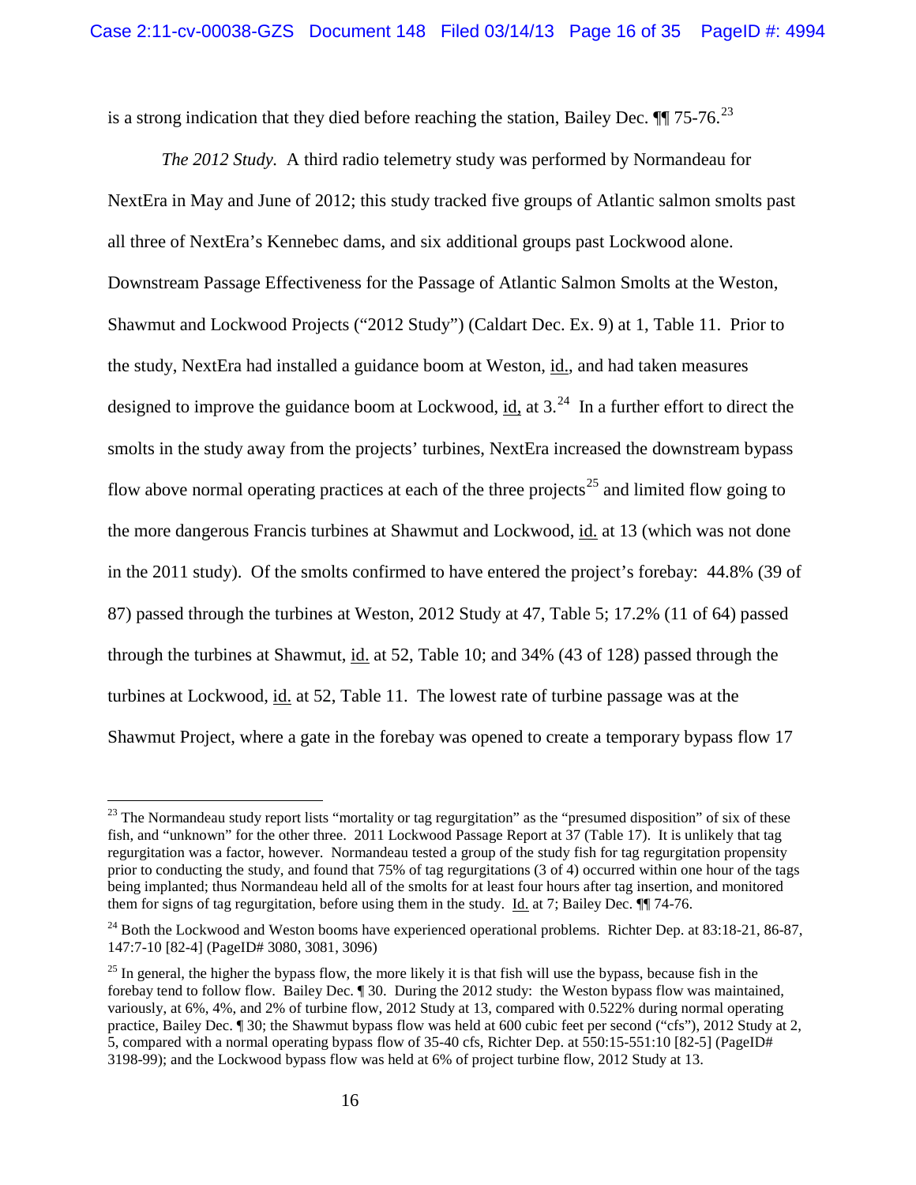is a strong indication that they died before reaching the station, Bailey Dec. ¶¶ 75-76.[23]

*The 2012 Study.* A third radio telemetry study was performed by Normandeau for NextEra in May and June of 2012; this study tracked five groups of Atlantic salmon smolts past all three of NextEra's Kennebec dams, and six additional groups past Lockwood alone. Downstream Passage Effectiveness for the Passage of Atlantic Salmon Smolts at the Weston, Shawmut and Lockwood Projects ("2012 Study") (Caldart Dec. Ex. 9) at 1, Table 11. Prior to the study, NextEra had installed a guidance boom at Weston, id., and had taken measures designed to improve the guidance boom at Lockwood, id. at 3.[24] In a further effort to direct the smolts in the study away from the projects' turbines, NextEra increased the downstream bypass flow above normal operating practices at each of the three projects[25] and limited flow going to the more dangerous Francis turbines at Shawmut and Lockwood, id. at 13 (which was not done in the 2011 study). Of the smolts confirmed to have entered the project's forebay: 44.8% (39 of 87) passed through the turbines at Weston, 2012 Study at 47, Table 5; 17.2% (11 of 64) passed through the turbines at Shawmut, id. at 52, Table 10; and 34% (43 of 128) passed through the turbines at Lockwood, id. at 52, Table 11. The lowest rate of turbine passage was at the Shawmut Project, where a gate in the forebay was opened to create a temporary bypass flow 17

---

[23] The Normandeau study report lists "mortality or tag regurgitation" as the "presumed disposition" of six of these fish, and "unknown" for the other three. 2011 Lockwood Passage Report at 37 (Table 17). It is unlikely that tag regurgitation was a factor, however. Normandeau tested a group of the study fish for tag regurgitation propensity prior to conducting the study, and found that 75% of tag regurgitations (3 of 4) occurred within one hour of the tags being implanted; thus Normandeau held all of the smolts for at least four hours after tag insertion, and monitored them for signs of tag regurgitation, before using them in the study. Id. at 7; Bailey Dec. ¶¶ 74-76.

[24] Both the Lockwood and Weston booms have experienced operational problems. Richter Dep. at 83:18-21, 86-87, 147:7-10 [82-4] (PageID# 3080, 3081, 3096)

[25] In general, the higher the bypass flow, the more likely it is that fish will use the bypass, because fish in the forebay tend to follow flow. Bailey Dec. ¶ 30. During the 2012 study: the Weston bypass flow was maintained, variously, at 6%, 4%, and 2% of turbine flow, 2012 Study at 13, compared with 0.522% during normal operating practice, Bailey Dec. ¶ 30; the Shawmut bypass flow was held at 600 cubic feet per second ("cfs"), 2012 Study at 2, 5, compared with a normal operating bypass flow of 35-40 cfs, Richter Dep. at 550:15-551:10 [82-5] (PageID# 3198-99); and the Lockwood bypass flow was held at 6% of project turbine flow, 2012 Study at 13.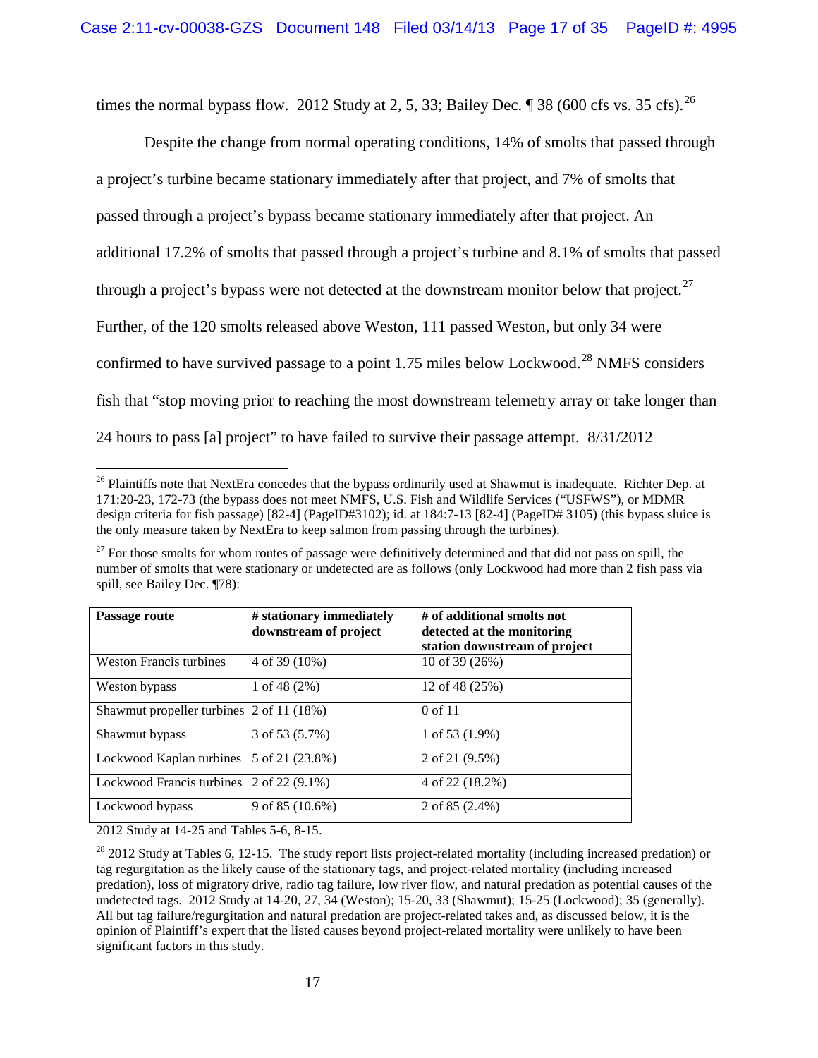times the normal bypass flow. 2012 Study at 2, 5, 33; Bailey Dec. ¶ 38 (600 cfs vs. 35 cfs).[26]

Despite the change from normal operating conditions, 14% of smolts that passed through a project's turbine became stationary immediately after that project, and 7% of smolts that passed through a project's bypass became stationary immediately after that project. An additional 17.2% of smolts that passed through a project's turbine and 8.1% of smolts that passed through a project's bypass were not detected at the downstream monitor below that project.[27] Further, of the 120 smolts released above Weston, 111 passed Weston, but only 34 were confirmed to have survived passage to a point 1.75 miles below Lockwood.[28] NMFS considers fish that "stop moving prior to reaching the most downstream telemetry array or take longer than 24 hours to pass [a] project" to have failed to survive their passage attempt. 8/31/2012

---

[26] Plaintiffs note that NextEra concedes that the bypass ordinarily used at Shawmut is inadequate. Richter Dep. at 171:20-23, 172-73 (the bypass does not meet NMFS, U.S. Fish and Wildlife Services ("USFWS"), or MDMR design criteria for fish passage) [82-4] (PageID#3102); id. at 184:7-13 [82-4] (PageID# 3105) (this bypass sluice is the only measure taken by NextEra to keep salmon from passing through the turbines).

[27] For those smolts for whom routes of passage were definitively determined and that did not pass on spill, the number of smolts that were stationary or undetected are as follows (only Lockwood had more than 2 fish pass via spill, see Bailey Dec. ¶78):

| Passage route | # stationary immediately downstream of project | # of additional smolts not detected at the monitoring station downstream of project |
|---|---|---|
| Weston Francis turbines | 4 of 39 (10%) | 10 of 39 (26%) |
| Weston bypass | 1 of 48 (2%) | 12 of 48 (25%) |
| Shawmut propeller turbines | 2 of 11 (18%) | 0 of 11 |
| Shawmut bypass | 3 of 53 (5.7%) | 1 of 53 (1.9%) |
| Lockwood Kaplan turbines | 5 of 21 (23.8%) | 2 of 21 (9.5%) |
| Lockwood Francis turbines | 2 of 22 (9.1%) | 4 of 22 (18.2%) |
| Lockwood bypass | 9 of 85 (10.6%) | 2 of 85 (2.4%) |

2012 Study at 14-25 and Tables 5-6, 8-15.

[28] 2012 Study at Tables 6, 12-15. The study report lists project-related mortality (including increased predation) or tag regurgitation as the likely cause of the stationary tags, and project-related mortality (including increased predation), loss of migratory drive, radio tag failure, low river flow, and natural predation as potential causes of the undetected tags. 2012 Study at 14-20, 27, 34 (Weston); 15-20, 33 (Shawmut); 15-25 (Lockwood); 35 (generally). All but tag failure/regurgitation and natural predation are project-related takes and, as discussed below, it is the opinion of Plaintiff's expert that the listed causes beyond project-related mortality were unlikely to have been significant factors in this study.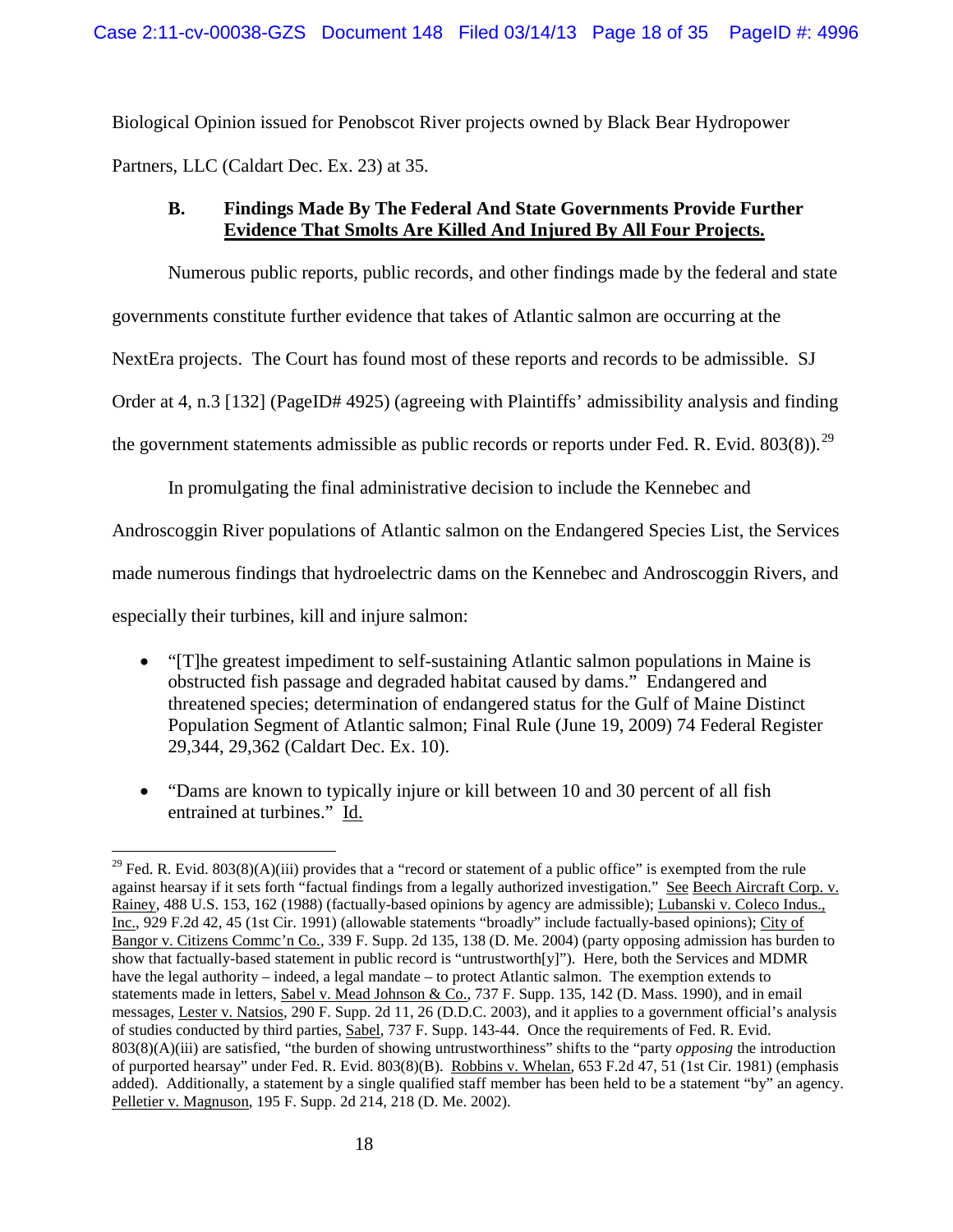Biological Opinion issued for Penobscot River projects owned by Black Bear Hydropower Partners, LLC (Caldart Dec. Ex. 23) at 35.

### B. Findings Made By The Federal And State Governments Provide Further Evidence That Smolts Are Killed And Injured By All Four Projects.

Numerous public reports, public records, and other findings made by the federal and state governments constitute further evidence that takes of Atlantic salmon are occurring at the NextEra projects. The Court has found most of these reports and records to be admissible. SJ Order at 4, n.3 [132] (PageID# 4925) (agreeing with Plaintiffs' admissibility analysis and finding the government statements admissible as public records or reports under Fed. R. Evid. 803(8)).[29]

In promulgating the final administrative decision to include the Kennebec and Androscoggin River populations of Atlantic salmon on the Endangered Species List, the Services made numerous findings that hydroelectric dams on the Kennebec and Androscoggin Rivers, and especially their turbines, kill and injure salmon:

- "[T]he greatest impediment to self-sustaining Atlantic salmon populations in Maine is obstructed fish passage and degraded habitat caused by dams." Endangered and threatened species; determination of endangered status for the Gulf of Maine Distinct Population Segment of Atlantic salmon; Final Rule (June 19, 2009) 74 Federal Register 29,344, 29,362 (Caldart Dec. Ex. 10).
- "Dams are known to typically injure or kill between 10 and 30 percent of all fish entrained at turbines." Id.

---

[29] Fed. R. Evid. 803(8)(A)(iii) provides that a "record or statement of a public office" is exempted from the rule against hearsay if it sets forth "factual findings from a legally authorized investigation." See Beech Aircraft Corp. v. Rainey, 488 U.S. 153, 162 (1988) (factually-based opinions by agency are admissible); Lubanski v. Coleco Indus., Inc., 929 F.2d 42, 45 (1st Cir. 1991) (allowable statements "broadly" include factually-based opinions); City of Bangor v. Citizens Commc'n Co., 339 F. Supp. 2d 135, 138 (D. Me. 2004) (party opposing admission has burden to show that factually-based statement in public record is "untrustworth[y]"). Here, both the Services and MDMR have the legal authority – indeed, a legal mandate – to protect Atlantic salmon. The exemption extends to statements made in letters, Sabel v. Mead Johnson & Co., 737 F. Supp. 135, 142 (D. Mass. 1990), and in email messages, Lester v. Natsios, 290 F. Supp. 2d 11, 26 (D.D.C. 2003), and it applies to a government official's analysis of studies conducted by third parties, Sabel, 737 F. Supp. 143-44. Once the requirements of Fed. R. Evid. 803(8)(A)(iii) are satisfied, "the burden of showing untrustworthiness" shifts to the "party *opposing* the introduction of purported hearsay" under Fed. R. Evid. 803(8)(B). Robbins v. Whelan, 653 F.2d 47, 51 (1st Cir. 1981) (emphasis added). Additionally, a statement by a single qualified staff member has been held to be a statement "by" an agency. Pelletier v. Magnuson, 195 F. Supp. 2d 214, 218 (D. Me. 2002).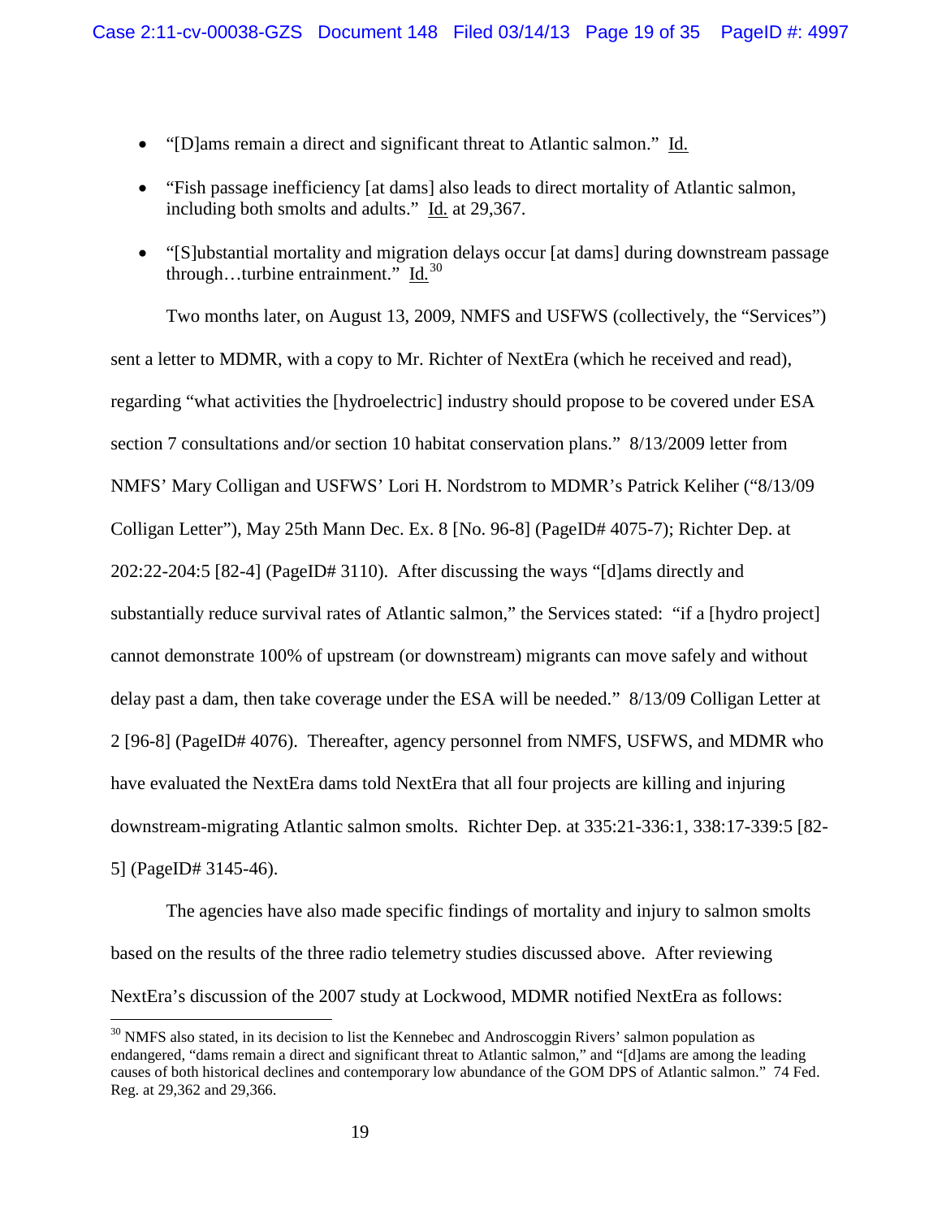- "[D]ams remain a direct and significant threat to Atlantic salmon." Id.

- "Fish passage inefficiency [at dams] also leads to direct mortality of Atlantic salmon, including both smolts and adults." Id. at 29,367.

- "[S]ubstantial mortality and migration delays occur [at dams] during downstream passage through…turbine entrainment." Id.[30]

Two months later, on August 13, 2009, NMFS and USFWS (collectively, the "Services") sent a letter to MDMR, with a copy to Mr. Richter of NextEra (which he received and read), regarding "what activities the [hydroelectric] industry should propose to be covered under ESA section 7 consultations and/or section 10 habitat conservation plans." 8/13/2009 letter from NMFS' Mary Colligan and USFWS' Lori H. Nordstrom to MDMR's Patrick Keliher ("8/13/09 Colligan Letter"), May 25th Mann Dec. Ex. 8 [No. 96-8] (PageID# 4075-7); Richter Dep. at 202:22-204:5 [82-4] (PageID# 3110). After discussing the ways "[d]ams directly and substantially reduce survival rates of Atlantic salmon," the Services stated: "if a [hydro project] cannot demonstrate 100% of upstream (or downstream) migrants can move safely and without delay past a dam, then take coverage under the ESA will be needed." 8/13/09 Colligan Letter at 2 [96-8] (PageID# 4076). Thereafter, agency personnel from NMFS, USFWS, and MDMR who have evaluated the NextEra dams told NextEra that all four projects are killing and injuring downstream-migrating Atlantic salmon smolts. Richter Dep. at 335:21-336:1, 338:17-339:5 [82-5] (PageID# 3145-46).

The agencies have also made specific findings of mortality and injury to salmon smolts based on the results of the three radio telemetry studies discussed above. After reviewing NextEra's discussion of the 2007 study at Lockwood, MDMR notified NextEra as follows:

---

[30] NMFS also stated, in its decision to list the Kennebec and Androscoggin Rivers' salmon population as endangered, "dams remain a direct and significant threat to Atlantic salmon," and "[d]ams are among the leading causes of both historical declines and contemporary low abundance of the GOM DPS of Atlantic salmon." 74 Fed. Reg. at 29,362 and 29,366.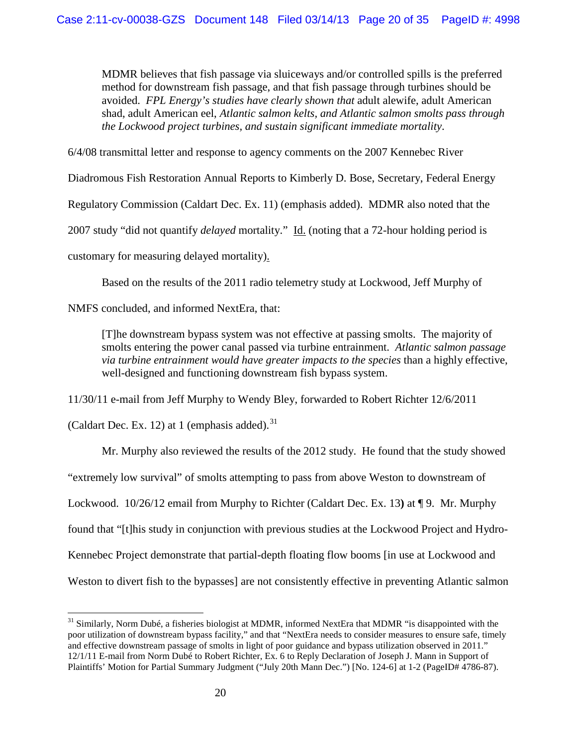> MDMR believes that fish passage via sluiceways and/or controlled spills is the preferred method for downstream fish passage, and that fish passage through turbines should be avoided. *FPL Energy's studies have clearly shown that* adult alewife, adult American shad, adult American eel, *Atlantic salmon kelts, and Atlantic salmon smolts pass through the Lockwood project turbines, and sustain significant immediate mortality*.

6/4/08 transmittal letter and response to agency comments on the 2007 Kennebec River Diadromous Fish Restoration Annual Reports to Kimberly D. Bose, Secretary, Federal Energy Regulatory Commission (Caldart Dec. Ex. 11) (emphasis added). MDMR also noted that the 2007 study "did not quantify *delayed* mortality." Id. (noting that a 72-hour holding period is customary for measuring delayed mortality).

Based on the results of the 2011 radio telemetry study at Lockwood, Jeff Murphy of NMFS concluded, and informed NextEra, that:

> [T]he downstream bypass system was not effective at passing smolts. The majority of smolts entering the power canal passed via turbine entrainment. *Atlantic salmon passage via turbine entrainment would have greater impacts to the species* than a highly effective, well-designed and functioning downstream fish bypass system.

11/30/11 e-mail from Jeff Murphy to Wendy Bley, forwarded to Robert Richter 12/6/2011 (Caldart Dec. Ex. 12) at 1 (emphasis added).[31]

Mr. Murphy also reviewed the results of the 2012 study. He found that the study showed "extremely low survival" of smolts attempting to pass from above Weston to downstream of Lockwood. 10/26/12 email from Murphy to Richter (Caldart Dec. Ex. 13) at ¶ 9. Mr. Murphy found that "[t]his study in conjunction with previous studies at the Lockwood Project and Hydro-Kennebec Project demonstrate that partial-depth floating flow booms [in use at Lockwood and Weston to divert fish to the bypasses] are not consistently effective in preventing Atlantic salmon

---

[31] Similarly, Norm Dubé, a fisheries biologist at MDMR, informed NextEra that MDMR "is disappointed with the poor utilization of downstream bypass facility," and that "NextEra needs to consider measures to ensure safe, timely and effective downstream passage of smolts in light of poor guidance and bypass utilization observed in 2011." 12/1/11 E-mail from Norm Dubé to Robert Richter, Ex. 6 to Reply Declaration of Joseph J. Mann in Support of Plaintiffs' Motion for Partial Summary Judgment ("July 20th Mann Dec.") [No. 124-6] at 1-2 (PageID# 4786-87).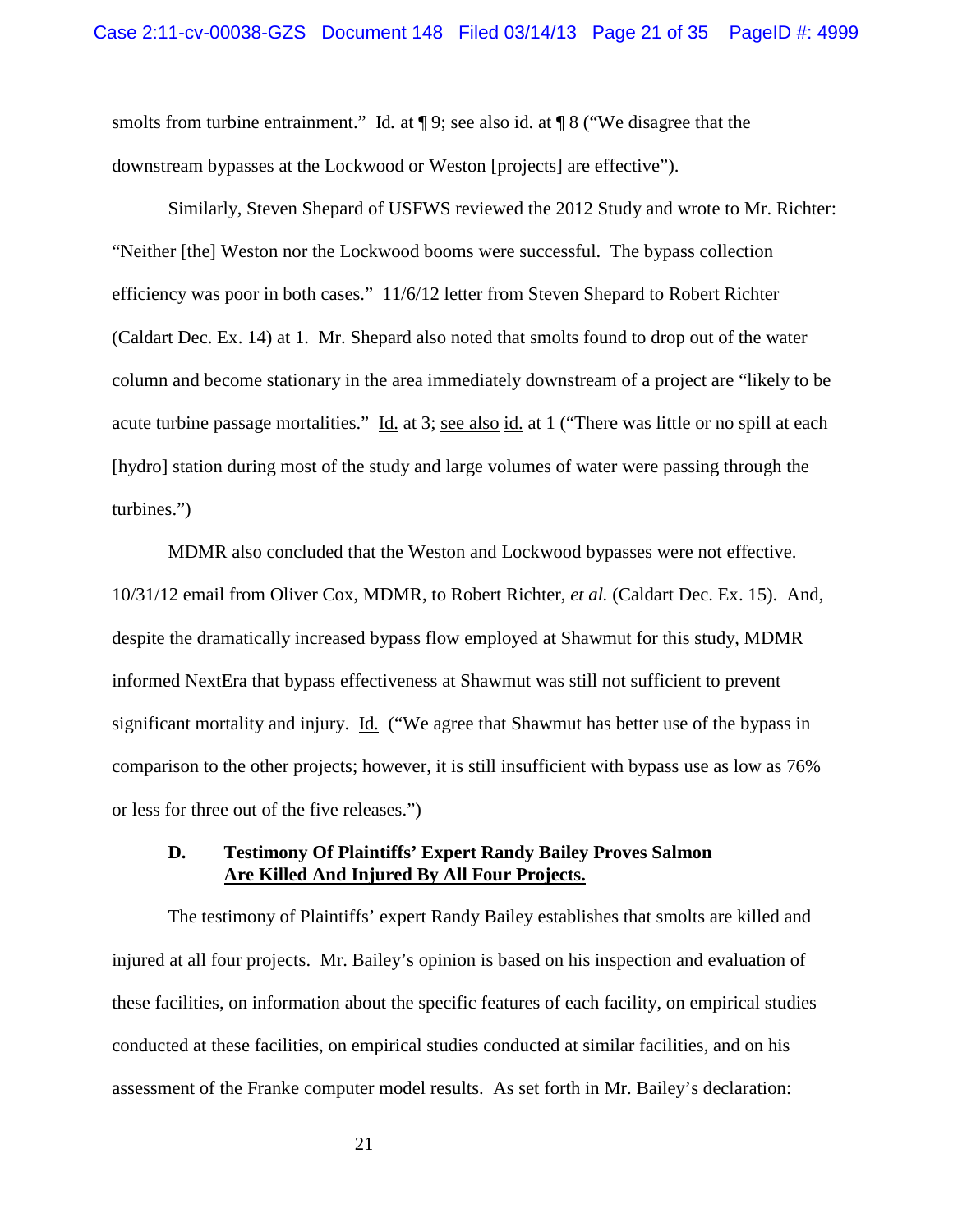smolts from turbine entrainment." Id. at ¶ 9; see also id. at ¶ 8 ("We disagree that the downstream bypasses at the Lockwood or Weston [projects] are effective").

Similarly, Steven Shepard of USFWS reviewed the 2012 Study and wrote to Mr. Richter: "Neither [the] Weston nor the Lockwood booms were successful. The bypass collection efficiency was poor in both cases." 11/6/12 letter from Steven Shepard to Robert Richter (Caldart Dec. Ex. 14) at 1. Mr. Shepard also noted that smolts found to drop out of the water column and become stationary in the area immediately downstream of a project are "likely to be acute turbine passage mortalities." Id. at 3; see also id. at 1 ("There was little or no spill at each [hydro] station during most of the study and large volumes of water were passing through the turbines.")

MDMR also concluded that the Weston and Lockwood bypasses were not effective. 10/31/12 email from Oliver Cox, MDMR, to Robert Richter, *et al.* (Caldart Dec. Ex. 15). And, despite the dramatically increased bypass flow employed at Shawmut for this study, MDMR informed NextEra that bypass effectiveness at Shawmut was still not sufficient to prevent significant mortality and injury. Id. ("We agree that Shawmut has better use of the bypass in comparison to the other projects; however, it is still insufficient with bypass use as low as 76% or less for three out of the five releases.")

### D. Testimony Of Plaintiffs' Expert Randy Bailey Proves Salmon Are Killed And Injured By All Four Projects.

The testimony of Plaintiffs' expert Randy Bailey establishes that smolts are killed and injured at all four projects. Mr. Bailey's opinion is based on his inspection and evaluation of these facilities, on information about the specific features of each facility, on empirical studies conducted at these facilities, on empirical studies conducted at similar facilities, and on his assessment of the Franke computer model results. As set forth in Mr. Bailey's declaration: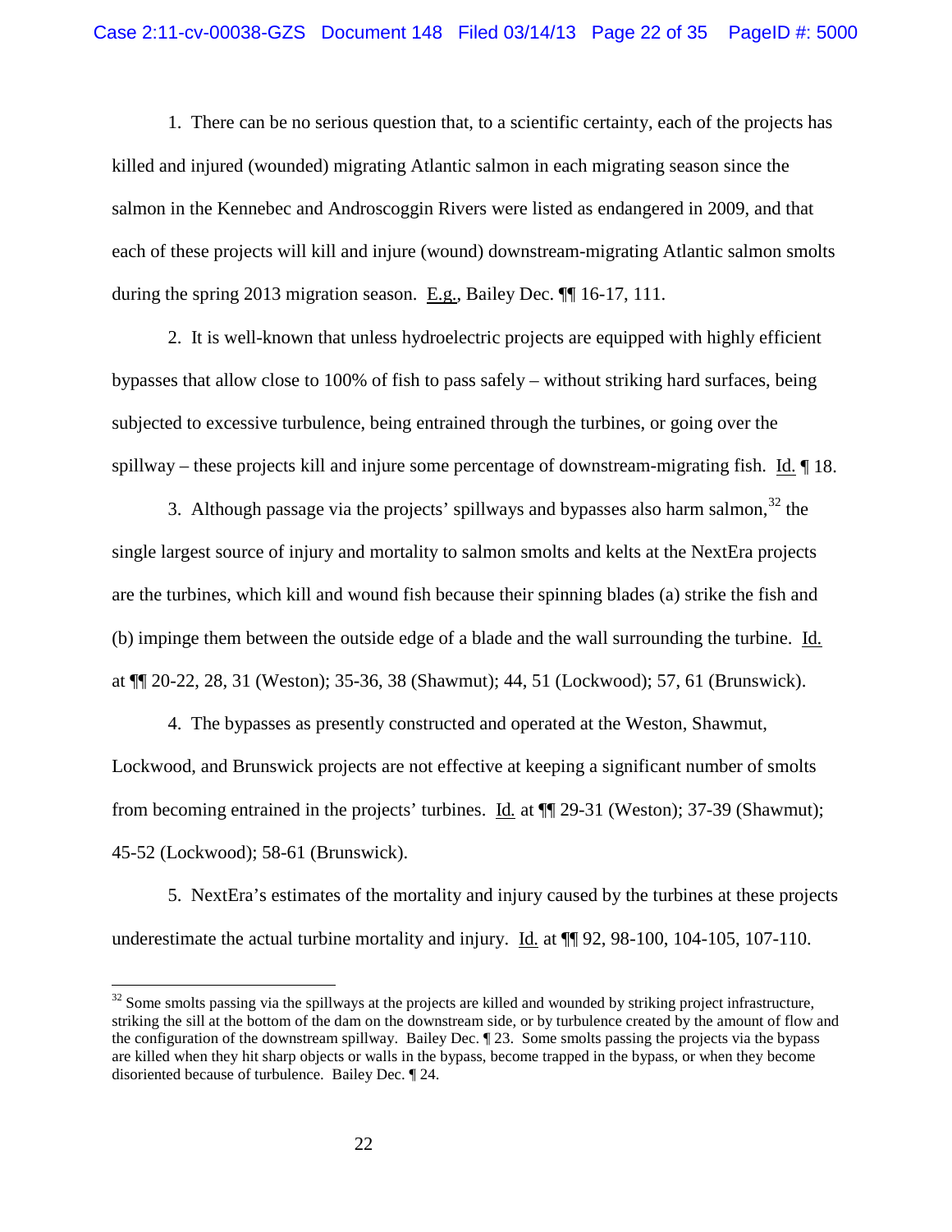1. There can be no serious question that, to a scientific certainty, each of the projects has killed and injured (wounded) migrating Atlantic salmon in each migrating season since the salmon in the Kennebec and Androscoggin Rivers were listed as endangered in 2009, and that each of these projects will kill and injure (wound) downstream-migrating Atlantic salmon smolts during the spring 2013 migration season. E.g., Bailey Dec. ¶¶ 16-17, 111.

2. It is well-known that unless hydroelectric projects are equipped with highly efficient bypasses that allow close to 100% of fish to pass safely – without striking hard surfaces, being subjected to excessive turbulence, being entrained through the turbines, or going over the spillway – these projects kill and injure some percentage of downstream-migrating fish. Id. ¶ 18.

3. Although passage via the projects' spillways and bypasses also harm salmon,[32] the single largest source of injury and mortality to salmon smolts and kelts at the NextEra projects are the turbines, which kill and wound fish because their spinning blades (a) strike the fish and (b) impinge them between the outside edge of a blade and the wall surrounding the turbine. Id. at ¶¶ 20-22, 28, 31 (Weston); 35-36, 38 (Shawmut); 44, 51 (Lockwood); 57, 61 (Brunswick).

4. The bypasses as presently constructed and operated at the Weston, Shawmut, Lockwood, and Brunswick projects are not effective at keeping a significant number of smolts from becoming entrained in the projects' turbines. Id. at ¶¶ 29-31 (Weston); 37-39 (Shawmut); 45-52 (Lockwood); 58-61 (Brunswick).

5. NextEra's estimates of the mortality and injury caused by the turbines at these projects underestimate the actual turbine mortality and injury. Id. at ¶¶ 92, 98-100, 104-105, 107-110.

---

[32] Some smolts passing via the spillways at the projects are killed and wounded by striking project infrastructure, striking the sill at the bottom of the dam on the downstream side, or by turbulence created by the amount of flow and the configuration of the downstream spillway. Bailey Dec. ¶ 23. Some smolts passing the projects via the bypass are killed when they hit sharp objects or walls in the bypass, become trapped in the bypass, or when they become disoriented because of turbulence. Bailey Dec. ¶ 24.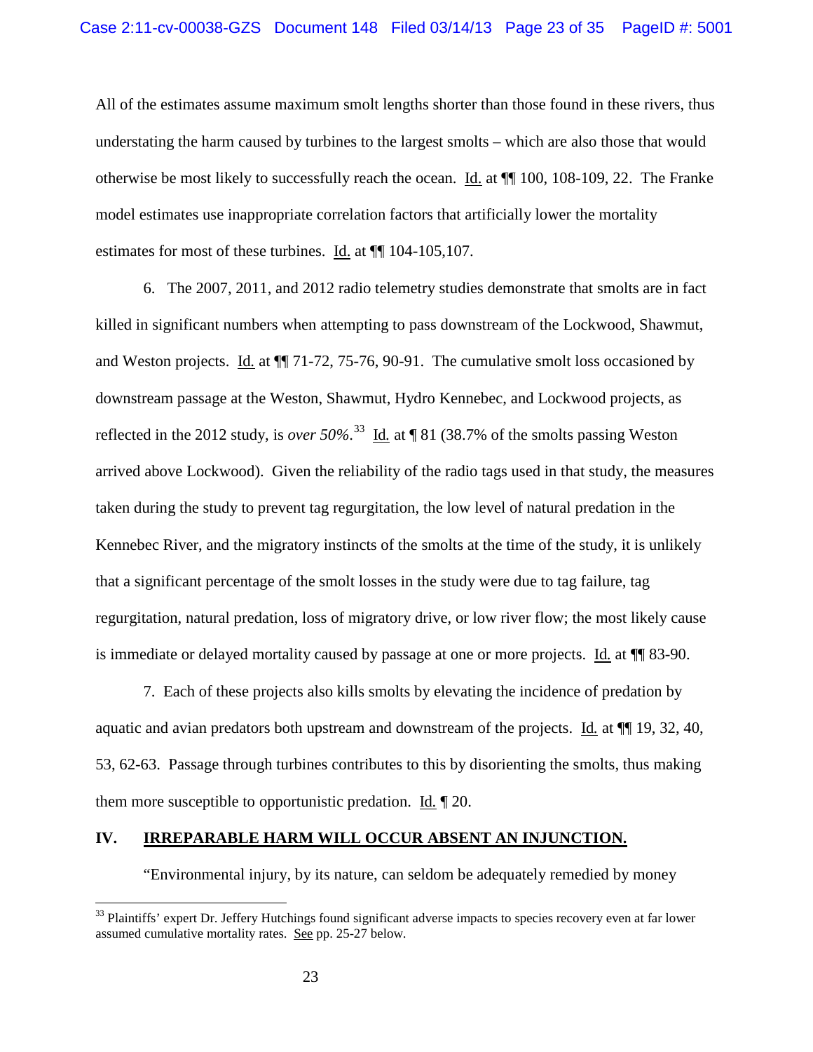All of the estimates assume maximum smolt lengths shorter than those found in these rivers, thus understating the harm caused by turbines to the largest smolts – which are also those that would otherwise be most likely to successfully reach the ocean. Id. at ¶¶ 100, 108-109, 22. The Franke model estimates use inappropriate correlation factors that artificially lower the mortality estimates for most of these turbines. Id. at ¶¶ 104-105,107.

6. The 2007, 2011, and 2012 radio telemetry studies demonstrate that smolts are in fact killed in significant numbers when attempting to pass downstream of the Lockwood, Shawmut, and Weston projects. Id. at ¶¶ 71-72, 75-76, 90-91. The cumulative smolt loss occasioned by downstream passage at the Weston, Shawmut, Hydro Kennebec, and Lockwood projects, as reflected in the 2012 study, is *over 50%*.[33] Id. at ¶ 81 (38.7% of the smolts passing Weston arrived above Lockwood). Given the reliability of the radio tags used in that study, the measures taken during the study to prevent tag regurgitation, the low level of natural predation in the Kennebec River, and the migratory instincts of the smolts at the time of the study, it is unlikely that a significant percentage of the smolt losses in the study were due to tag failure, tag regurgitation, natural predation, loss of migratory drive, or low river flow; the most likely cause is immediate or delayed mortality caused by passage at one or more projects. Id. at ¶¶ 83-90.

7. Each of these projects also kills smolts by elevating the incidence of predation by aquatic and avian predators both upstream and downstream of the projects. Id. at ¶¶ 19, 32, 40, 53, 62-63. Passage through turbines contributes to this by disorienting the smolts, thus making them more susceptible to opportunistic predation. Id. ¶ 20.

## IV. IRREPARABLE HARM WILL OCCUR ABSENT AN INJUNCTION.

"Environmental injury, by its nature, can seldom be adequately remedied by money

[33] Plaintiffs' expert Dr. Jeffery Hutchings found significant adverse impacts to species recovery even at far lower assumed cumulative mortality rates. See pp. 25-27 below.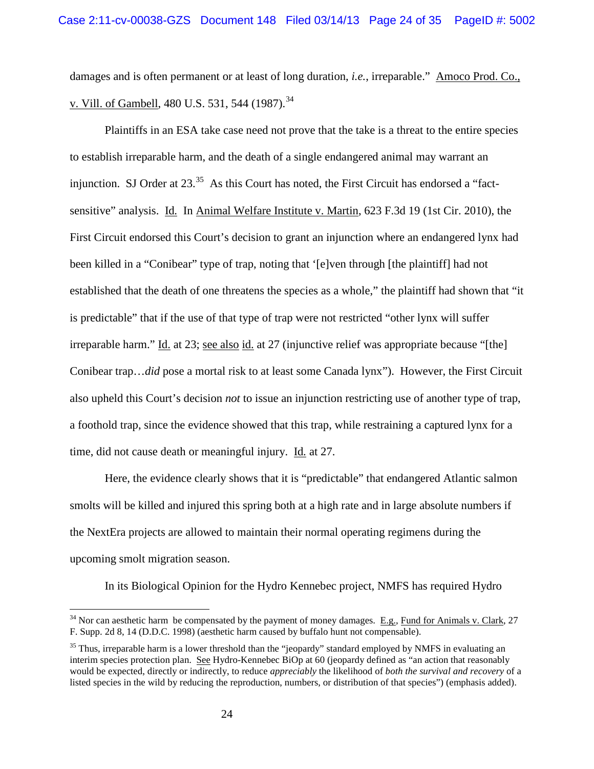damages and is often permanent or at least of long duration, *i.e.*, irreparable." Amoco Prod. Co., v. Vill. of Gambell, 480 U.S. 531, 544 (1987).[34]

Plaintiffs in an ESA take case need not prove that the take is a threat to the entire species to establish irreparable harm, and the death of a single endangered animal may warrant an injunction. SJ Order at 23.[35] As this Court has noted, the First Circuit has endorsed a "fact-sensitive" analysis. Id. In Animal Welfare Institute v. Martin, 623 F.3d 19 (1st Cir. 2010), the First Circuit endorsed this Court's decision to grant an injunction where an endangered lynx had been killed in a "Conibear" type of trap, noting that '[e]ven through [the plaintiff] had not established that the death of one threatens the species as a whole," the plaintiff had shown that "it is predictable" that if the use of that type of trap were not restricted "other lynx will suffer irreparable harm." Id. at 23; see also id. at 27 (injunctive relief was appropriate because "[the] Conibear trap…*did* pose a mortal risk to at least some Canada lynx"). However, the First Circuit also upheld this Court's decision *not* to issue an injunction restricting use of another type of trap, a foothold trap, since the evidence showed that this trap, while restraining a captured lynx for a time, did not cause death or meaningful injury. Id. at 27.

Here, the evidence clearly shows that it is "predictable" that endangered Atlantic salmon smolts will be killed and injured this spring both at a high rate and in large absolute numbers if the NextEra projects are allowed to maintain their normal operating regimens during the upcoming smolt migration season.

In its Biological Opinion for the Hydro Kennebec project, NMFS has required Hydro

---

[34] Nor can aesthetic harm be compensated by the payment of money damages. E.g., Fund for Animals v. Clark, 27 F. Supp. 2d 8, 14 (D.D.C. 1998) (aesthetic harm caused by buffalo hunt not compensable).

[35] Thus, irreparable harm is a lower threshold than the "jeopardy" standard employed by NMFS in evaluating an interim species protection plan. See Hydro-Kennebec BiOp at 60 (jeopardy defined as "an action that reasonably would be expected, directly or indirectly, to reduce *appreciably* the likelihood of *both the survival and recovery* of a listed species in the wild by reducing the reproduction, numbers, or distribution of that species") (emphasis added).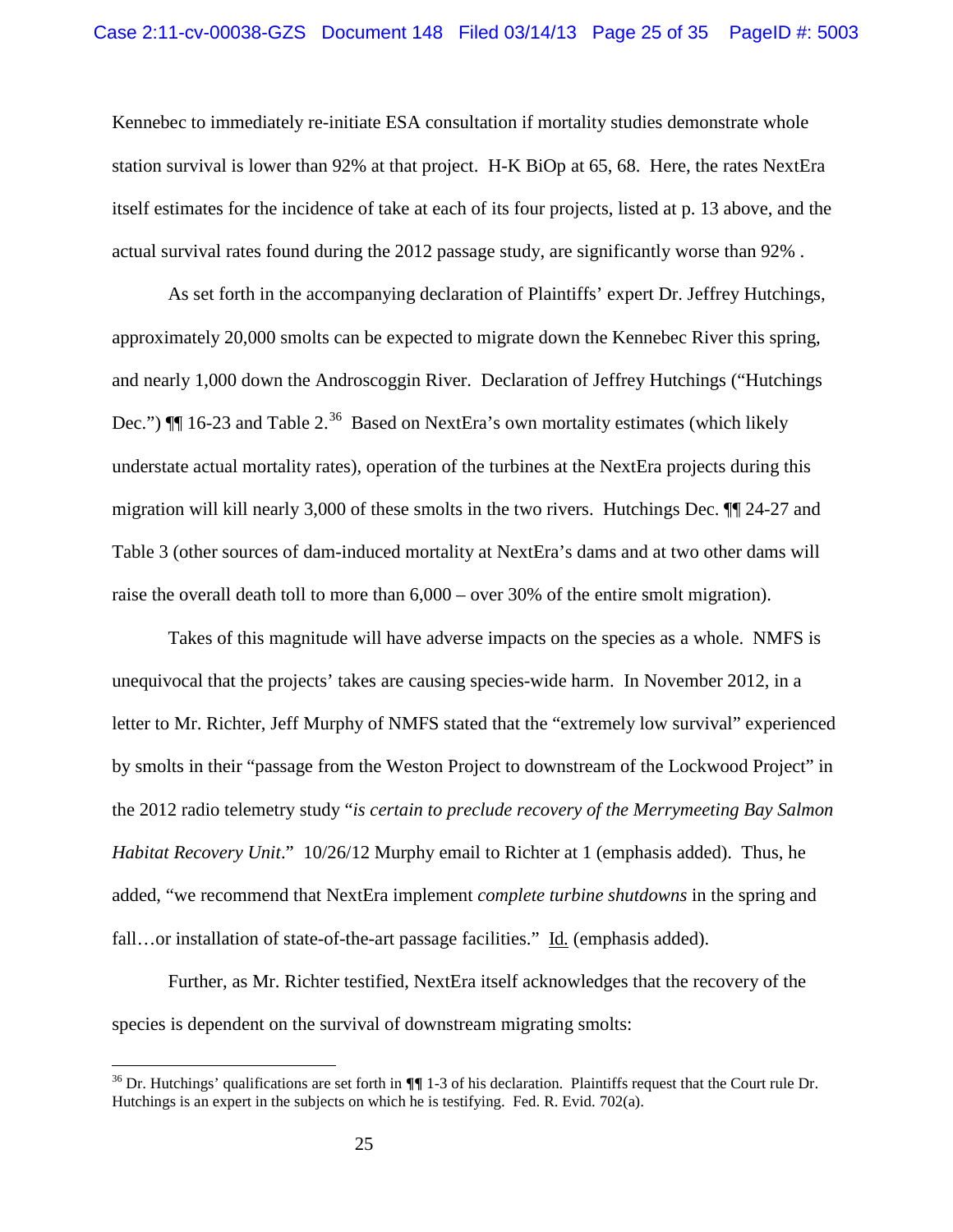Kennebec to immediately re-initiate ESA consultation if mortality studies demonstrate whole station survival is lower than 92% at that project. H-K BiOp at 65, 68. Here, the rates NextEra itself estimates for the incidence of take at each of its four projects, listed at p. 13 above, and the actual survival rates found during the 2012 passage study, are significantly worse than 92% .

As set forth in the accompanying declaration of Plaintiffs' expert Dr. Jeffrey Hutchings, approximately 20,000 smolts can be expected to migrate down the Kennebec River this spring, and nearly 1,000 down the Androscoggin River. Declaration of Jeffrey Hutchings ("Hutchings Dec.") ¶¶ 16-23 and Table 2.[36] Based on NextEra's own mortality estimates (which likely understate actual mortality rates), operation of the turbines at the NextEra projects during this migration will kill nearly 3,000 of these smolts in the two rivers. Hutchings Dec. ¶¶ 24-27 and Table 3 (other sources of dam-induced mortality at NextEra's dams and at two other dams will raise the overall death toll to more than 6,000 – over 30% of the entire smolt migration).

Takes of this magnitude will have adverse impacts on the species as a whole. NMFS is unequivocal that the projects' takes are causing species-wide harm. In November 2012, in a letter to Mr. Richter, Jeff Murphy of NMFS stated that the "extremely low survival" experienced by smolts in their "passage from the Weston Project to downstream of the Lockwood Project" in the 2012 radio telemetry study "*is certain to preclude recovery of the Merrymeeting Bay Salmon Habitat Recovery Unit*." 10/26/12 Murphy email to Richter at 1 (emphasis added). Thus, he added, "we recommend that NextEra implement *complete turbine shutdowns* in the spring and fall…or installation of state-of-the-art passage facilities." Id. (emphasis added).

Further, as Mr. Richter testified, NextEra itself acknowledges that the recovery of the species is dependent on the survival of downstream migrating smolts:

---

[36] Dr. Hutchings' qualifications are set forth in ¶¶ 1-3 of his declaration. Plaintiffs request that the Court rule Dr. Hutchings is an expert in the subjects on which he is testifying. Fed. R. Evid. 702(a).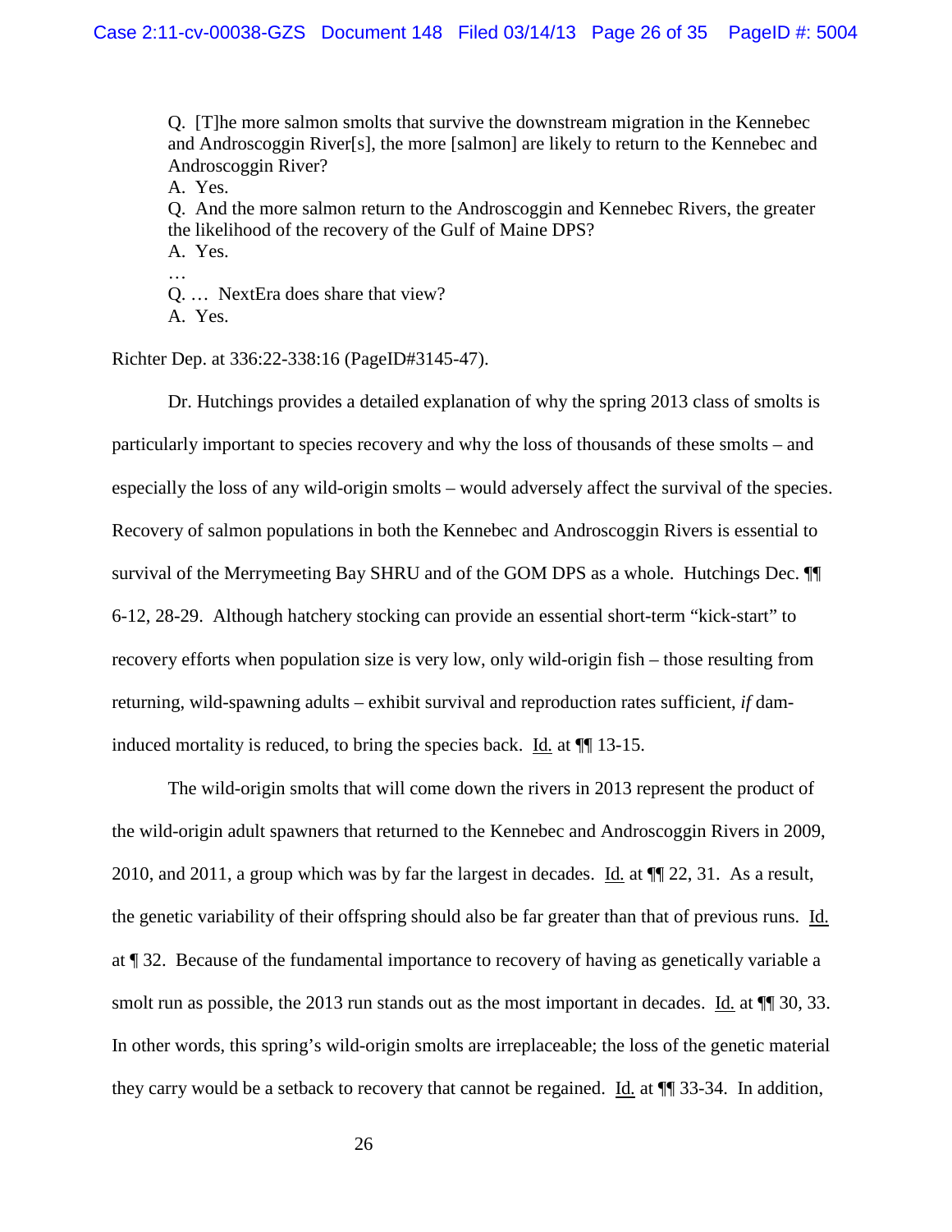> Q. [T]he more salmon smolts that survive the downstream migration in the Kennebec and Androscoggin River[s], the more [salmon] are likely to return to the Kennebec and Androscoggin River?
> A. Yes.
> Q. And the more salmon return to the Androscoggin and Kennebec Rivers, the greater the likelihood of the recovery of the Gulf of Maine DPS?
> A. Yes.
> …
> Q. … NextEra does share that view?
> A. Yes.

Richter Dep. at 336:22-338:16 (PageID#3145-47).

Dr. Hutchings provides a detailed explanation of why the spring 2013 class of smolts is particularly important to species recovery and why the loss of thousands of these smolts – and especially the loss of any wild-origin smolts – would adversely affect the survival of the species. Recovery of salmon populations in both the Kennebec and Androscoggin Rivers is essential to survival of the Merrymeeting Bay SHRU and of the GOM DPS as a whole. Hutchings Dec. ¶¶ 6-12, 28-29. Although hatchery stocking can provide an essential short-term "kick-start" to recovery efforts when population size is very low, only wild-origin fish – those resulting from returning, wild-spawning adults – exhibit survival and reproduction rates sufficient, *if* dam-induced mortality is reduced, to bring the species back. Id. at ¶¶ 13-15.

The wild-origin smolts that will come down the rivers in 2013 represent the product of the wild-origin adult spawners that returned to the Kennebec and Androscoggin Rivers in 2009, 2010, and 2011, a group which was by far the largest in decades. Id. at ¶¶ 22, 31. As a result, the genetic variability of their offspring should also be far greater than that of previous runs. Id. at ¶ 32. Because of the fundamental importance to recovery of having as genetically variable a smolt run as possible, the 2013 run stands out as the most important in decades. Id. at ¶¶ 30, 33. In other words, this spring's wild-origin smolts are irreplaceable; the loss of the genetic material they carry would be a setback to recovery that cannot be regained. Id. at ¶¶ 33-34. In addition,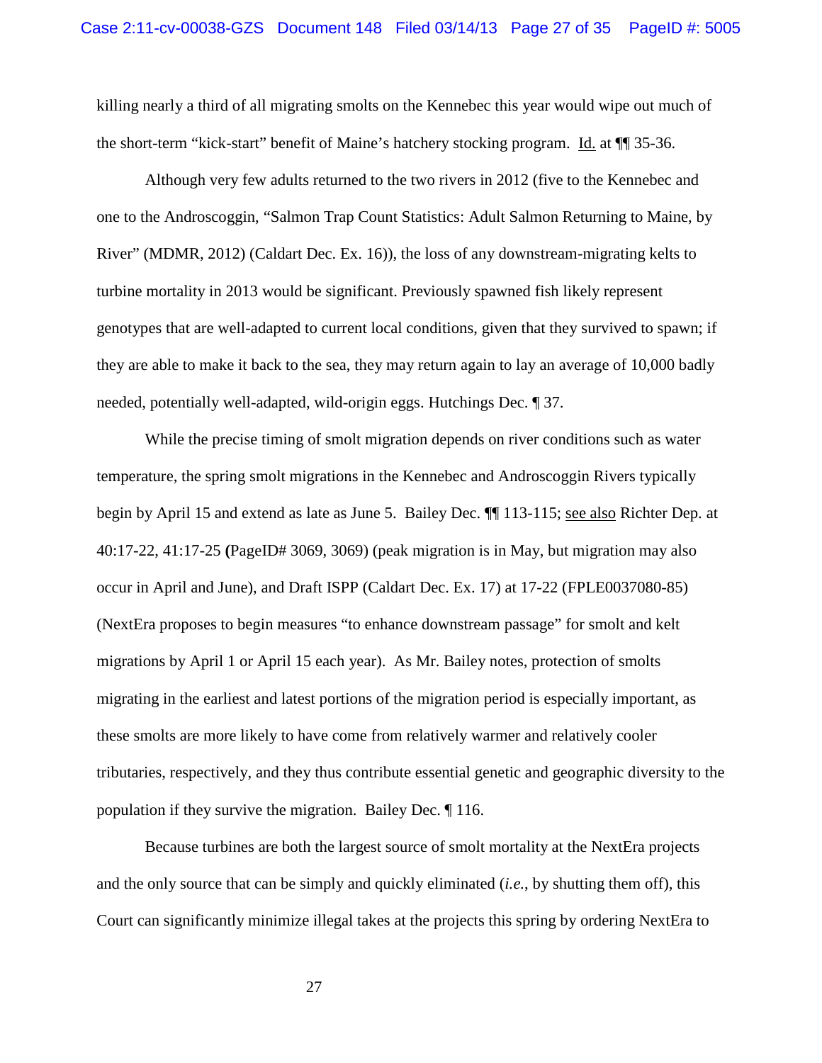killing nearly a third of all migrating smolts on the Kennebec this year would wipe out much of the short-term "kick-start" benefit of Maine's hatchery stocking program. Id. at ¶¶ 35-36.

Although very few adults returned to the two rivers in 2012 (five to the Kennebec and one to the Androscoggin, "Salmon Trap Count Statistics: Adult Salmon Returning to Maine, by River" (MDMR, 2012) (Caldart Dec. Ex. 16)), the loss of any downstream-migrating kelts to turbine mortality in 2013 would be significant. Previously spawned fish likely represent genotypes that are well-adapted to current local conditions, given that they survived to spawn; if they are able to make it back to the sea, they may return again to lay an average of 10,000 badly needed, potentially well-adapted, wild-origin eggs. Hutchings Dec. ¶ 37.

While the precise timing of smolt migration depends on river conditions such as water temperature, the spring smolt migrations in the Kennebec and Androscoggin Rivers typically begin by April 15 and extend as late as June 5. Bailey Dec. ¶¶ 113-115; see also Richter Dep. at 40:17-22, 41:17-25 **(**PageID# 3069, 3069) (peak migration is in May, but migration may also occur in April and June), and Draft ISPP (Caldart Dec. Ex. 17) at 17-22 (FPLE0037080-85) (NextEra proposes to begin measures "to enhance downstream passage" for smolt and kelt migrations by April 1 or April 15 each year). As Mr. Bailey notes, protection of smolts migrating in the earliest and latest portions of the migration period is especially important, as these smolts are more likely to have come from relatively warmer and relatively cooler tributaries, respectively, and they thus contribute essential genetic and geographic diversity to the population if they survive the migration. Bailey Dec. ¶ 116.

Because turbines are both the largest source of smolt mortality at the NextEra projects and the only source that can be simply and quickly eliminated (*i.e.*, by shutting them off), this Court can significantly minimize illegal takes at the projects this spring by ordering NextEra to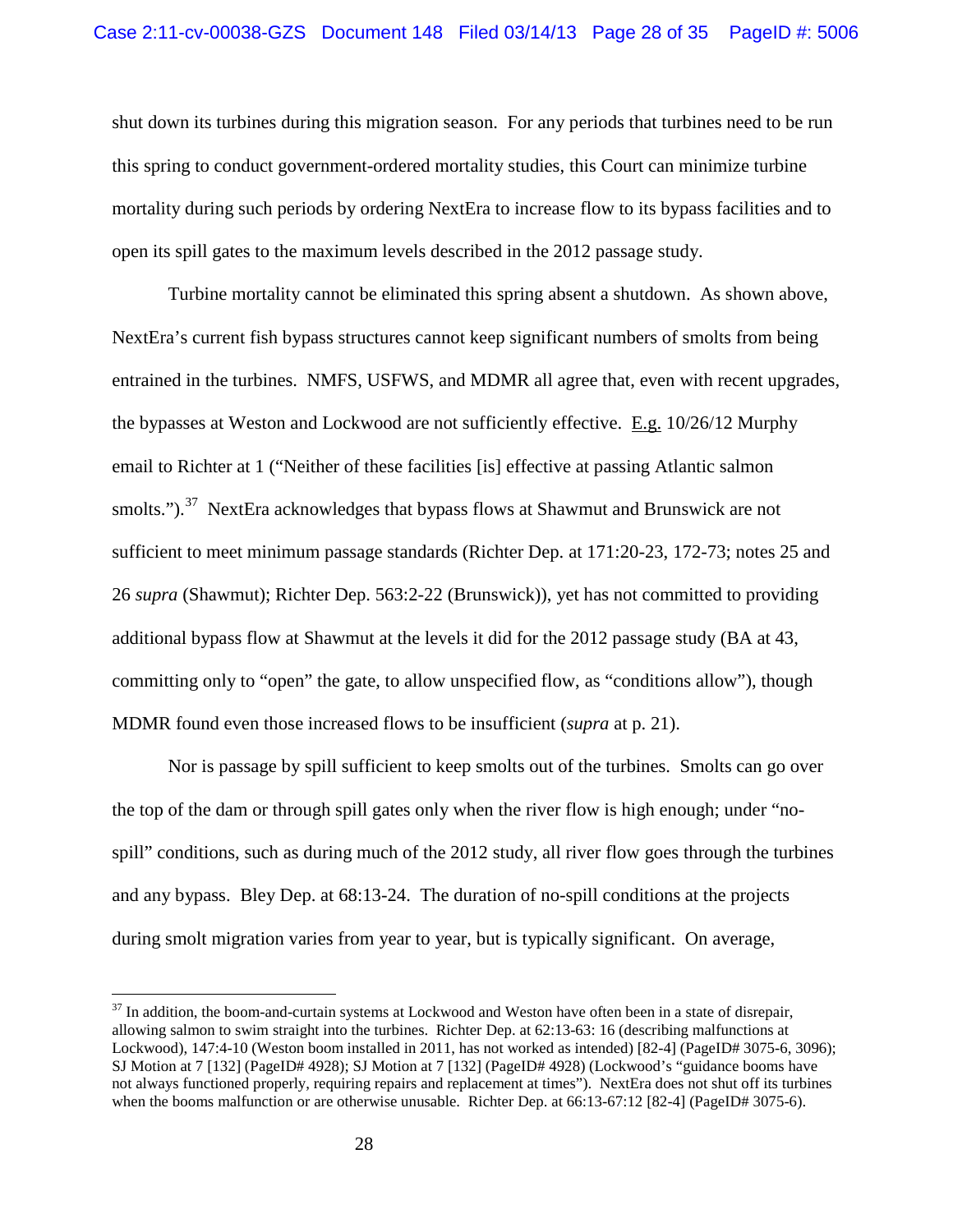shut down its turbines during this migration season. For any periods that turbines need to be run this spring to conduct government-ordered mortality studies, this Court can minimize turbine mortality during such periods by ordering NextEra to increase flow to its bypass facilities and to open its spill gates to the maximum levels described in the 2012 passage study.

Turbine mortality cannot be eliminated this spring absent a shutdown. As shown above, NextEra's current fish bypass structures cannot keep significant numbers of smolts from being entrained in the turbines. NMFS, USFWS, and MDMR all agree that, even with recent upgrades, the bypasses at Weston and Lockwood are not sufficiently effective. E.g. 10/26/12 Murphy email to Richter at 1 ("Neither of these facilities [is] effective at passing Atlantic salmon smolts.").[37] NextEra acknowledges that bypass flows at Shawmut and Brunswick are not sufficient to meet minimum passage standards (Richter Dep. at 171:20-23, 172-73; notes 25 and 26 *supra* (Shawmut); Richter Dep. 563:2-22 (Brunswick)), yet has not committed to providing additional bypass flow at Shawmut at the levels it did for the 2012 passage study (BA at 43, committing only to "open" the gate, to allow unspecified flow, as "conditions allow"), though MDMR found even those increased flows to be insufficient (*supra* at p. 21).

Nor is passage by spill sufficient to keep smolts out of the turbines. Smolts can go over the top of the dam or through spill gates only when the river flow is high enough; under "no-spill" conditions, such as during much of the 2012 study, all river flow goes through the turbines and any bypass. Bley Dep. at 68:13-24. The duration of no-spill conditions at the projects during smolt migration varies from year to year, but is typically significant. On average,

---

[37] In addition, the boom-and-curtain systems at Lockwood and Weston have often been in a state of disrepair, allowing salmon to swim straight into the turbines. Richter Dep. at 62:13-63: 16 (describing malfunctions at Lockwood), 147:4-10 (Weston boom installed in 2011, has not worked as intended) [82-4] (PageID# 3075-6, 3096); SJ Motion at 7 [132] (PageID# 4928); SJ Motion at 7 [132] (PageID# 4928) (Lockwood's "guidance booms have not always functioned properly, requiring repairs and replacement at times"). NextEra does not shut off its turbines when the booms malfunction or are otherwise unusable. Richter Dep. at 66:13-67:12 [82-4] (PageID# 3075-6).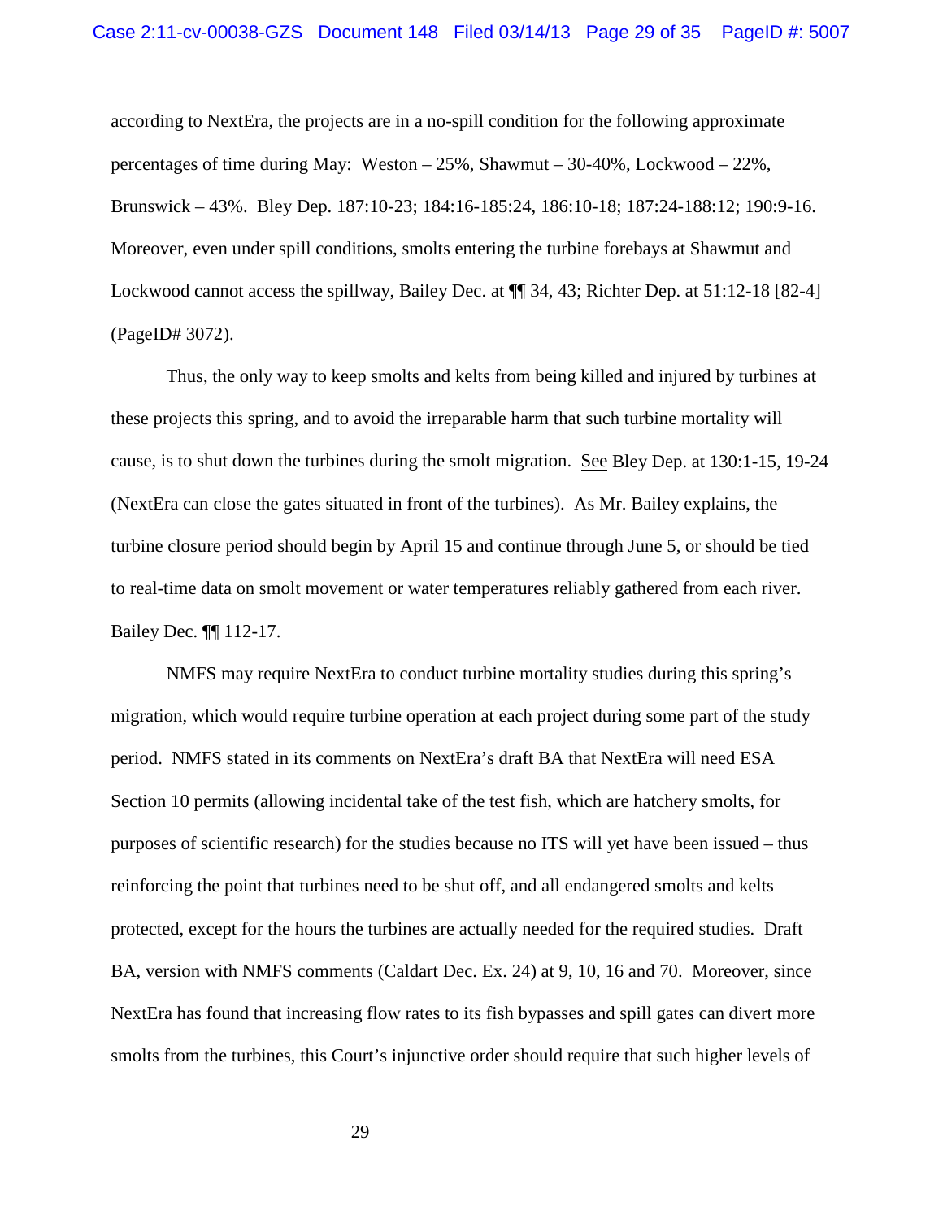according to NextEra, the projects are in a no-spill condition for the following approximate percentages of time during May: Weston – 25%, Shawmut – 30-40%, Lockwood – 22%, Brunswick – 43%. Bley Dep. 187:10-23; 184:16-185:24, 186:10-18; 187:24-188:12; 190:9-16. Moreover, even under spill conditions, smolts entering the turbine forebays at Shawmut and Lockwood cannot access the spillway, Bailey Dec. at ¶¶ 34, 43; Richter Dep. at 51:12-18 [82-4] (PageID# 3072).

Thus, the only way to keep smolts and kelts from being killed and injured by turbines at these projects this spring, and to avoid the irreparable harm that such turbine mortality will cause, is to shut down the turbines during the smolt migration. See Bley Dep. at 130:1-15, 19-24 (NextEra can close the gates situated in front of the turbines). As Mr. Bailey explains, the turbine closure period should begin by April 15 and continue through June 5, or should be tied to real-time data on smolt movement or water temperatures reliably gathered from each river. Bailey Dec. ¶¶ 112-17.

NMFS may require NextEra to conduct turbine mortality studies during this spring's migration, which would require turbine operation at each project during some part of the study period. NMFS stated in its comments on NextEra's draft BA that NextEra will need ESA Section 10 permits (allowing incidental take of the test fish, which are hatchery smolts, for purposes of scientific research) for the studies because no ITS will yet have been issued – thus reinforcing the point that turbines need to be shut off, and all endangered smolts and kelts protected, except for the hours the turbines are actually needed for the required studies. Draft BA, version with NMFS comments (Caldart Dec. Ex. 24) at 9, 10, 16 and 70. Moreover, since NextEra has found that increasing flow rates to its fish bypasses and spill gates can divert more smolts from the turbines, this Court's injunctive order should require that such higher levels of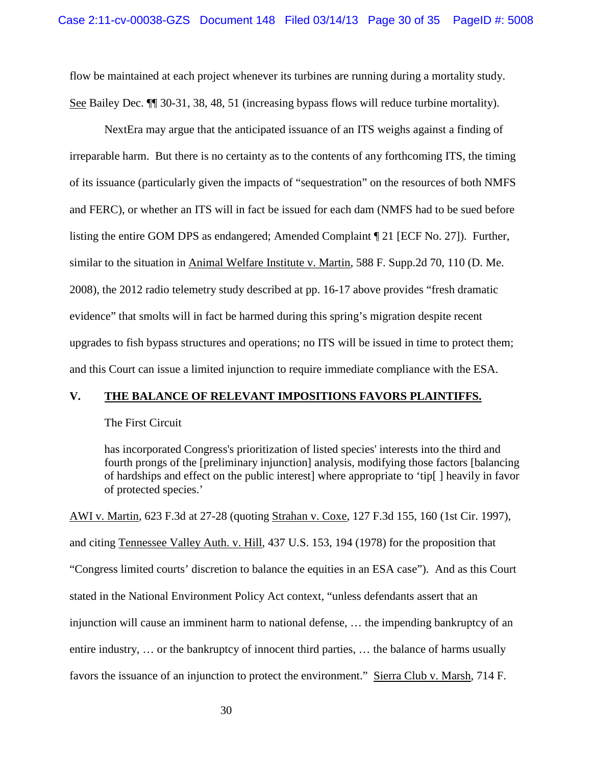flow be maintained at each project whenever its turbines are running during a mortality study. See Bailey Dec. ¶¶ 30-31, 38, 48, 51 (increasing bypass flows will reduce turbine mortality).

NextEra may argue that the anticipated issuance of an ITS weighs against a finding of irreparable harm. But there is no certainty as to the contents of any forthcoming ITS, the timing of its issuance (particularly given the impacts of "sequestration" on the resources of both NMFS and FERC), or whether an ITS will in fact be issued for each dam (NMFS had to be sued before listing the entire GOM DPS as endangered; Amended Complaint ¶ 21 [ECF No. 27]). Further, similar to the situation in Animal Welfare Institute v. Martin, 588 F. Supp.2d 70, 110 (D. Me. 2008), the 2012 radio telemetry study described at pp. 16-17 above provides "fresh dramatic evidence" that smolts will in fact be harmed during this spring's migration despite recent upgrades to fish bypass structures and operations; no ITS will be issued in time to protect them; and this Court can issue a limited injunction to require immediate compliance with the ESA.

## V. THE BALANCE OF RELEVANT IMPOSITIONS FAVORS PLAINTIFFS.

The First Circuit

> has incorporated Congress's prioritization of listed species' interests into the third and fourth prongs of the [preliminary injunction] analysis, modifying those factors [balancing of hardships and effect on the public interest] where appropriate to 'tip[ ] heavily in favor of protected species.'

AWI v. Martin, 623 F.3d at 27-28 (quoting Strahan v. Coxe, 127 F.3d 155, 160 (1st Cir. 1997), and citing Tennessee Valley Auth. v. Hill, 437 U.S. 153, 194 (1978) for the proposition that "Congress limited courts' discretion to balance the equities in an ESA case"). And as this Court stated in the National Environment Policy Act context, "unless defendants assert that an injunction will cause an imminent harm to national defense, … the impending bankruptcy of an entire industry, … or the bankruptcy of innocent third parties, … the balance of harms usually favors the issuance of an injunction to protect the environment." Sierra Club v. Marsh, 714 F.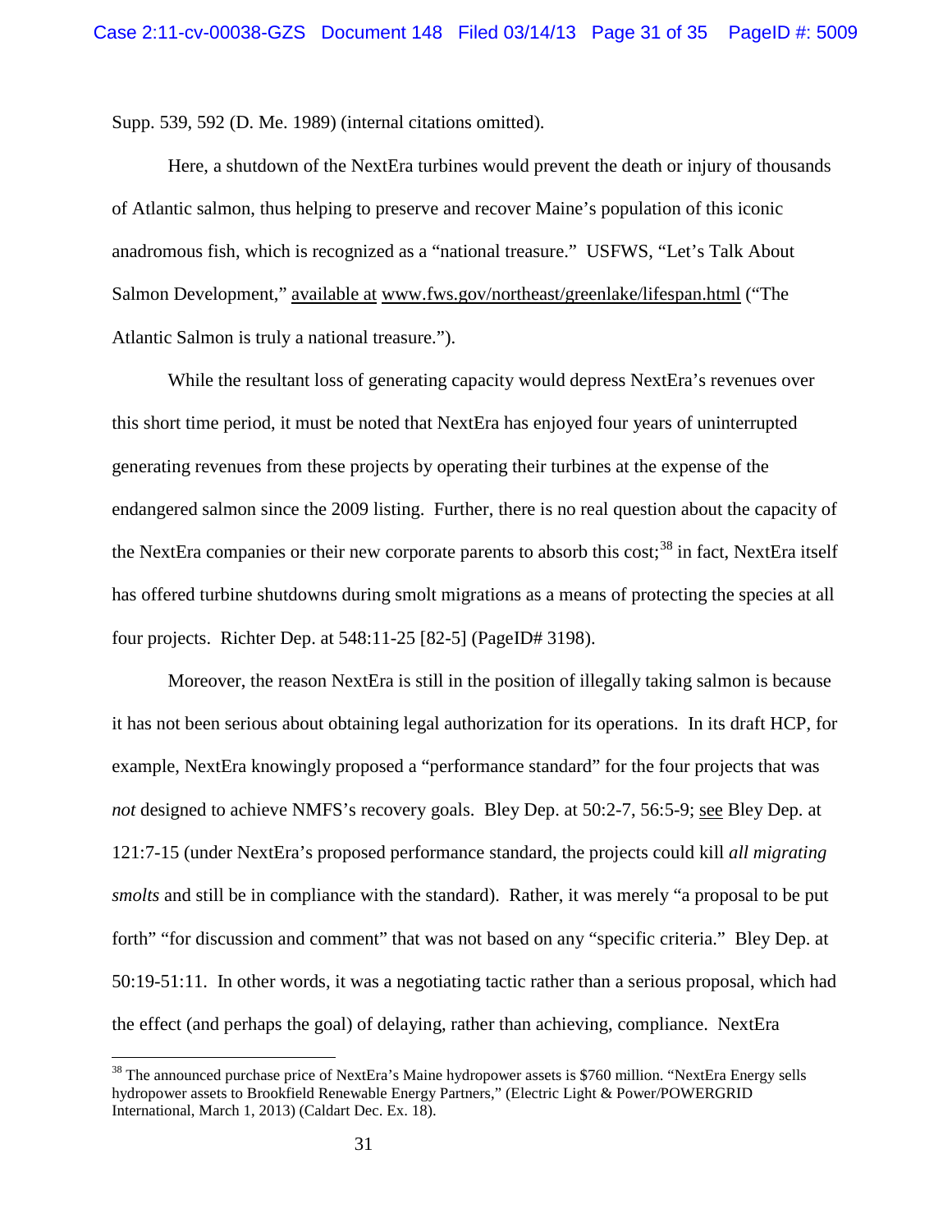Supp. 539, 592 (D. Me. 1989) (internal citations omitted).

Here, a shutdown of the NextEra turbines would prevent the death or injury of thousands of Atlantic salmon, thus helping to preserve and recover Maine's population of this iconic anadromous fish, which is recognized as a "national treasure." USFWS, "Let's Talk About Salmon Development," available at www.fws.gov/northeast/greenlake/lifespan.html ("The Atlantic Salmon is truly a national treasure.").

While the resultant loss of generating capacity would depress NextEra's revenues over this short time period, it must be noted that NextEra has enjoyed four years of uninterrupted generating revenues from these projects by operating their turbines at the expense of the endangered salmon since the 2009 listing. Further, there is no real question about the capacity of the NextEra companies or their new corporate parents to absorb this cost;[38] in fact, NextEra itself has offered turbine shutdowns during smolt migrations as a means of protecting the species at all four projects. Richter Dep. at 548:11-25 [82-5] (PageID# 3198).

Moreover, the reason NextEra is still in the position of illegally taking salmon is because it has not been serious about obtaining legal authorization for its operations. In its draft HCP, for example, NextEra knowingly proposed a "performance standard" for the four projects that was *not* designed to achieve NMFS's recovery goals. Bley Dep. at 50:2-7, 56:5-9; see Bley Dep. at 121:7-15 (under NextEra's proposed performance standard, the projects could kill *all migrating smolts* and still be in compliance with the standard). Rather, it was merely "a proposal to be put forth" "for discussion and comment" that was not based on any "specific criteria." Bley Dep. at 50:19-51:11. In other words, it was a negotiating tactic rather than a serious proposal, which had the effect (and perhaps the goal) of delaying, rather than achieving, compliance. NextEra

---

[38] The announced purchase price of NextEra's Maine hydropower assets is $760 million. "NextEra Energy sells hydropower assets to Brookfield Renewable Energy Partners," (Electric Light & Power/POWERGRID International, March 1, 2013) (Caldart Dec. Ex. 18).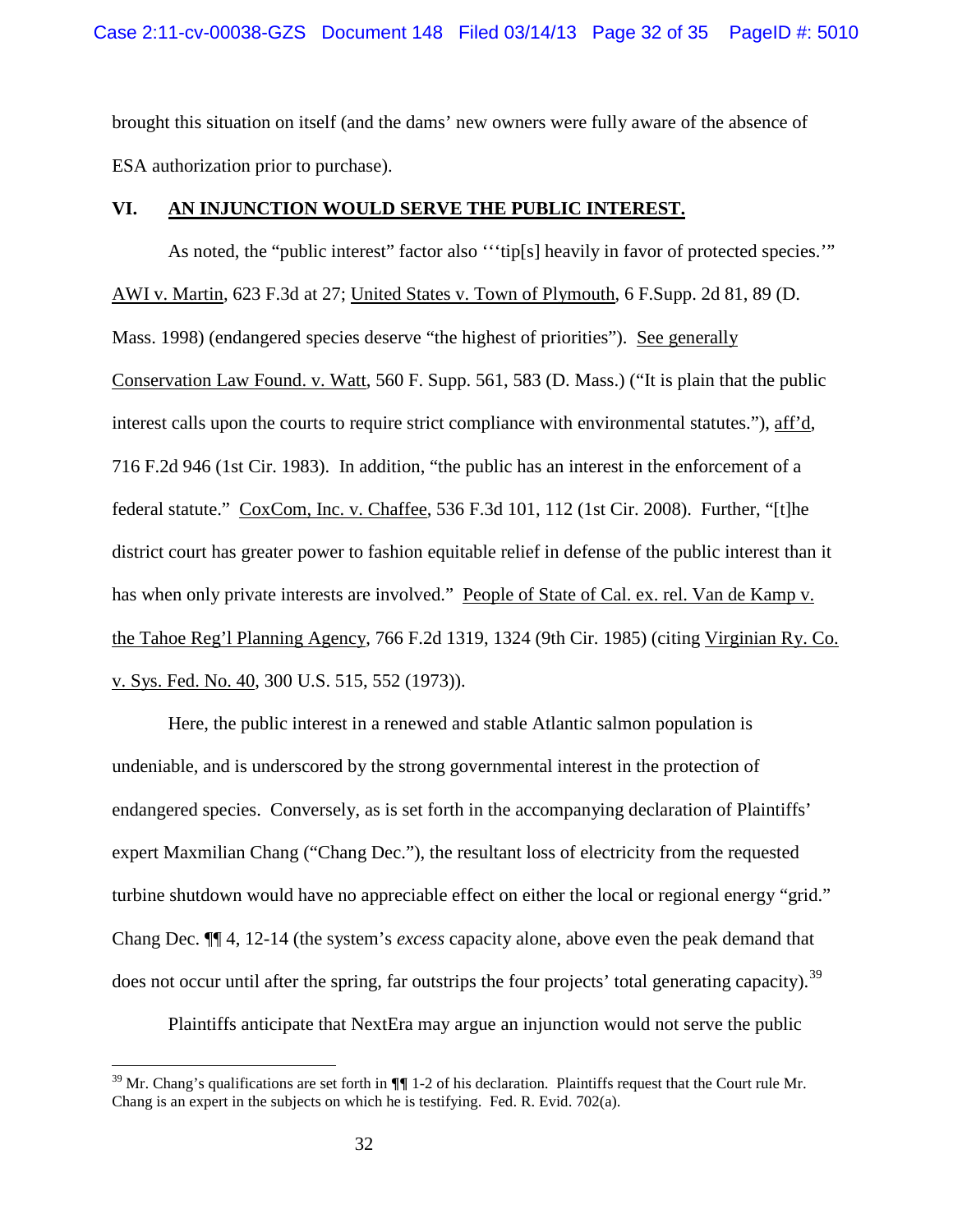brought this situation on itself (and the dams' new owners were fully aware of the absence of ESA authorization prior to purchase).

## VI. AN INJUNCTION WOULD SERVE THE PUBLIC INTEREST.

As noted, the "public interest" factor also '''tip[s] heavily in favor of protected species.'" AWI v. Martin, 623 F.3d at 27; United States v. Town of Plymouth, 6 F.Supp. 2d 81, 89 (D. Mass. 1998) (endangered species deserve "the highest of priorities"). See generally Conservation Law Found. v. Watt, 560 F. Supp. 561, 583 (D. Mass.) ("It is plain that the public interest calls upon the courts to require strict compliance with environmental statutes."), aff'd, 716 F.2d 946 (1st Cir. 1983). In addition, "the public has an interest in the enforcement of a federal statute." CoxCom, Inc. v. Chaffee, 536 F.3d 101, 112 (1st Cir. 2008). Further, "[t]he district court has greater power to fashion equitable relief in defense of the public interest than it has when only private interests are involved." People of State of Cal. ex. rel. Van de Kamp v. the Tahoe Reg'l Planning Agency, 766 F.2d 1319, 1324 (9th Cir. 1985) (citing Virginian Ry. Co. v. Sys. Fed. No. 40, 300 U.S. 515, 552 (1973)).

Here, the public interest in a renewed and stable Atlantic salmon population is undeniable, and is underscored by the strong governmental interest in the protection of endangered species. Conversely, as is set forth in the accompanying declaration of Plaintiffs' expert Maxmilian Chang ("Chang Dec."), the resultant loss of electricity from the requested turbine shutdown would have no appreciable effect on either the local or regional energy "grid." Chang Dec. ¶¶ 4, 12-14 (the system's *excess* capacity alone, above even the peak demand that does not occur until after the spring, far outstrips the four projects' total generating capacity).[39]

Plaintiffs anticipate that NextEra may argue an injunction would not serve the public

---

[39] Mr. Chang's qualifications are set forth in ¶¶ 1-2 of his declaration. Plaintiffs request that the Court rule Mr. Chang is an expert in the subjects on which he is testifying. Fed. R. Evid. 702(a).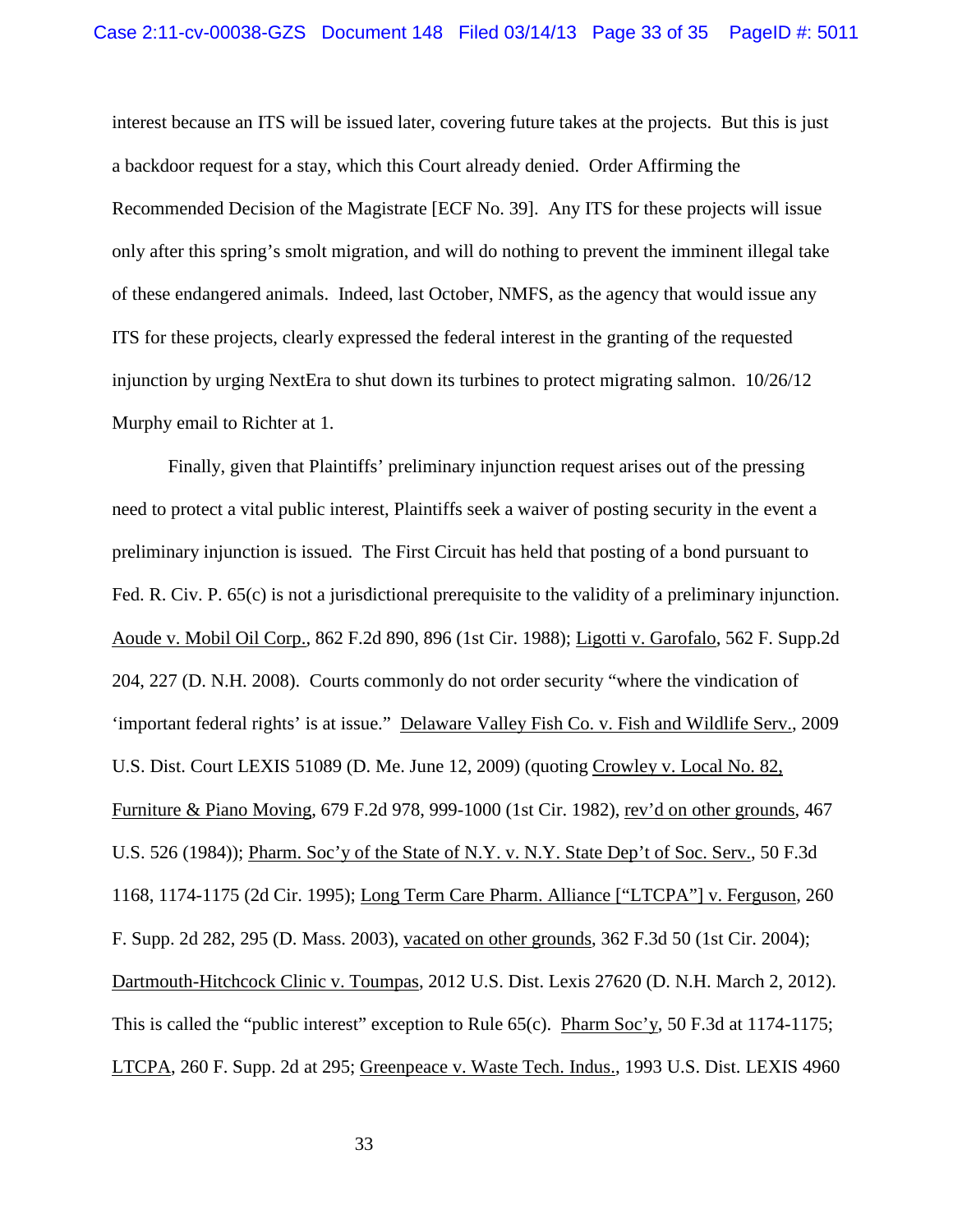interest because an ITS will be issued later, covering future takes at the projects. But this is just a backdoor request for a stay, which this Court already denied. Order Affirming the Recommended Decision of the Magistrate [ECF No. 39]. Any ITS for these projects will issue only after this spring's smolt migration, and will do nothing to prevent the imminent illegal take of these endangered animals. Indeed, last October, NMFS, as the agency that would issue any ITS for these projects, clearly expressed the federal interest in the granting of the requested injunction by urging NextEra to shut down its turbines to protect migrating salmon. 10/26/12 Murphy email to Richter at 1.

Finally, given that Plaintiffs' preliminary injunction request arises out of the pressing need to protect a vital public interest, Plaintiffs seek a waiver of posting security in the event a preliminary injunction is issued. The First Circuit has held that posting of a bond pursuant to Fed. R. Civ. P. 65(c) is not a jurisdictional prerequisite to the validity of a preliminary injunction. Aoude v. Mobil Oil Corp., 862 F.2d 890, 896 (1st Cir. 1988); Ligotti v. Garofalo, 562 F. Supp.2d 204, 227 (D. N.H. 2008). Courts commonly do not order security "where the vindication of 'important federal rights' is at issue." Delaware Valley Fish Co. v. Fish and Wildlife Serv., 2009 U.S. Dist. Court LEXIS 51089 (D. Me. June 12, 2009) (quoting Crowley v. Local No. 82, Furniture & Piano Moving, 679 F.2d 978, 999-1000 (1st Cir. 1982), rev'd on other grounds, 467 U.S. 526 (1984)); Pharm. Soc'y of the State of N.Y. v. N.Y. State Dep't of Soc. Serv., 50 F.3d 1168, 1174-1175 (2d Cir. 1995); Long Term Care Pharm. Alliance ["LTCPA"] v. Ferguson, 260 F. Supp. 2d 282, 295 (D. Mass. 2003), vacated on other grounds, 362 F.3d 50 (1st Cir. 2004); Dartmouth-Hitchcock Clinic v. Toumpas, 2012 U.S. Dist. Lexis 27620 (D. N.H. March 2, 2012). This is called the "public interest" exception to Rule 65(c). Pharm Soc'y, 50 F.3d at 1174-1175; LTCPA, 260 F. Supp. 2d at 295; Greenpeace v. Waste Tech. Indus., 1993 U.S. Dist. LEXIS 4960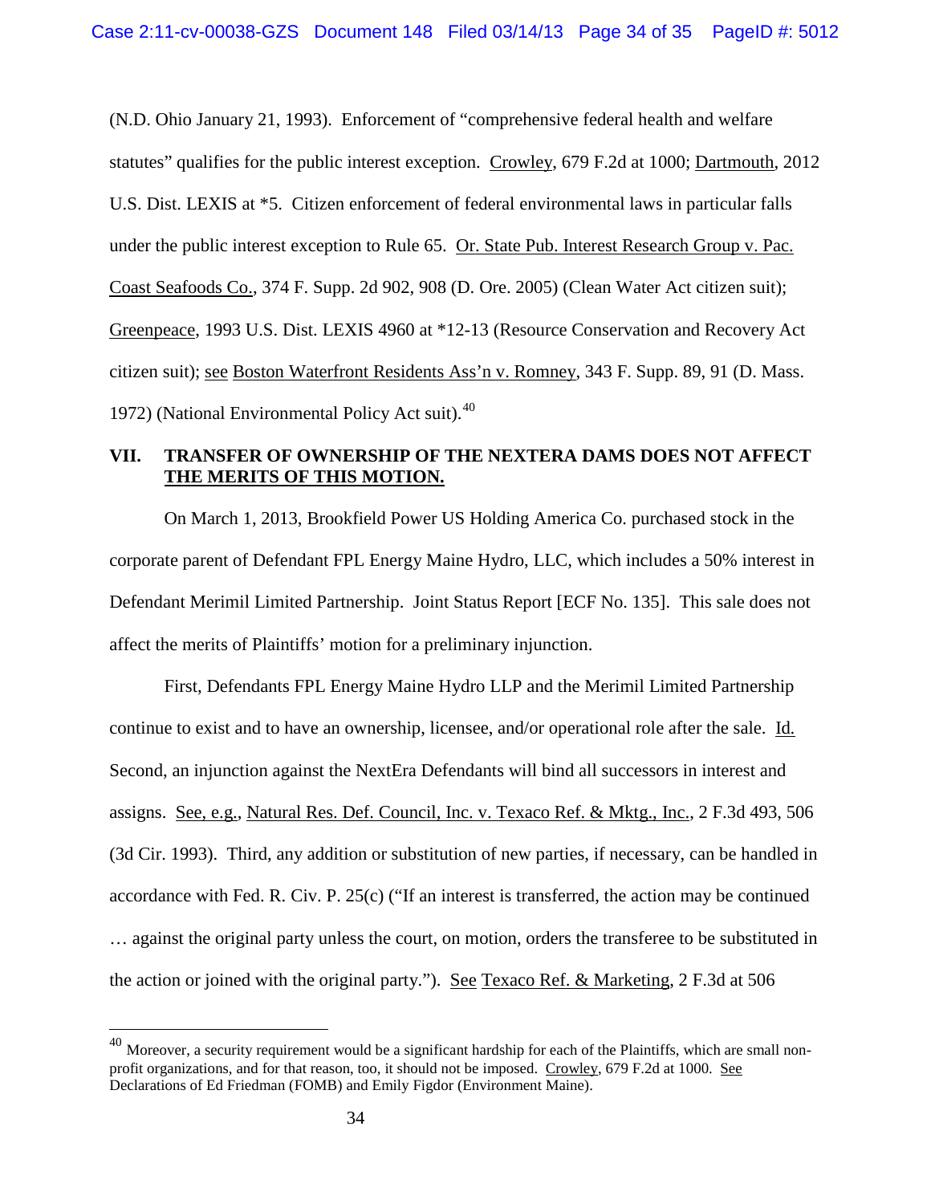(N.D. Ohio January 21, 1993). Enforcement of "comprehensive federal health and welfare statutes" qualifies for the public interest exception. Crowley, 679 F.2d at 1000; Dartmouth, 2012 U.S. Dist. LEXIS at *5. Citizen enforcement of federal environmental laws in particular falls under the public interest exception to Rule 65. Or. State Pub. Interest Research Group v. Pac. Coast Seafoods Co., 374 F. Supp. 2d 902, 908 (D. Ore. 2005) (Clean Water Act citizen suit); Greenpeace, 1993 U.S. Dist. LEXIS 4960 at *12-13 (Resource Conservation and Recovery Act citizen suit); see Boston Waterfront Residents Ass'n v. Romney, 343 F. Supp. 89, 91 (D. Mass. 1972) (National Environmental Policy Act suit).[40]

## VII. TRANSFER OF OWNERSHIP OF THE NEXTERA DAMS DOES NOT AFFECT THE MERITS OF THIS MOTION.

On March 1, 2013, Brookfield Power US Holding America Co. purchased stock in the corporate parent of Defendant FPL Energy Maine Hydro, LLC, which includes a 50% interest in Defendant Merimil Limited Partnership. Joint Status Report [ECF No. 135]. This sale does not affect the merits of Plaintiffs' motion for a preliminary injunction.

First, Defendants FPL Energy Maine Hydro LLP and the Merimil Limited Partnership continue to exist and to have an ownership, licensee, and/or operational role after the sale. Id. Second, an injunction against the NextEra Defendants will bind all successors in interest and assigns. See, e.g., Natural Res. Def. Council, Inc. v. Texaco Ref. & Mktg., Inc., 2 F.3d 493, 506 (3d Cir. 1993). Third, any addition or substitution of new parties, if necessary, can be handled in accordance with Fed. R. Civ. P. 25(c) ("If an interest is transferred, the action may be continued … against the original party unless the court, on motion, orders the transferee to be substituted in the action or joined with the original party."). See Texaco Ref. & Marketing, 2 F.3d at 506

---

[40] Moreover, a security requirement would be a significant hardship for each of the Plaintiffs, which are small non-profit organizations, and for that reason, too, it should not be imposed. Crowley, 679 F.2d at 1000. See Declarations of Ed Friedman (FOMB) and Emily Figdor (Environment Maine).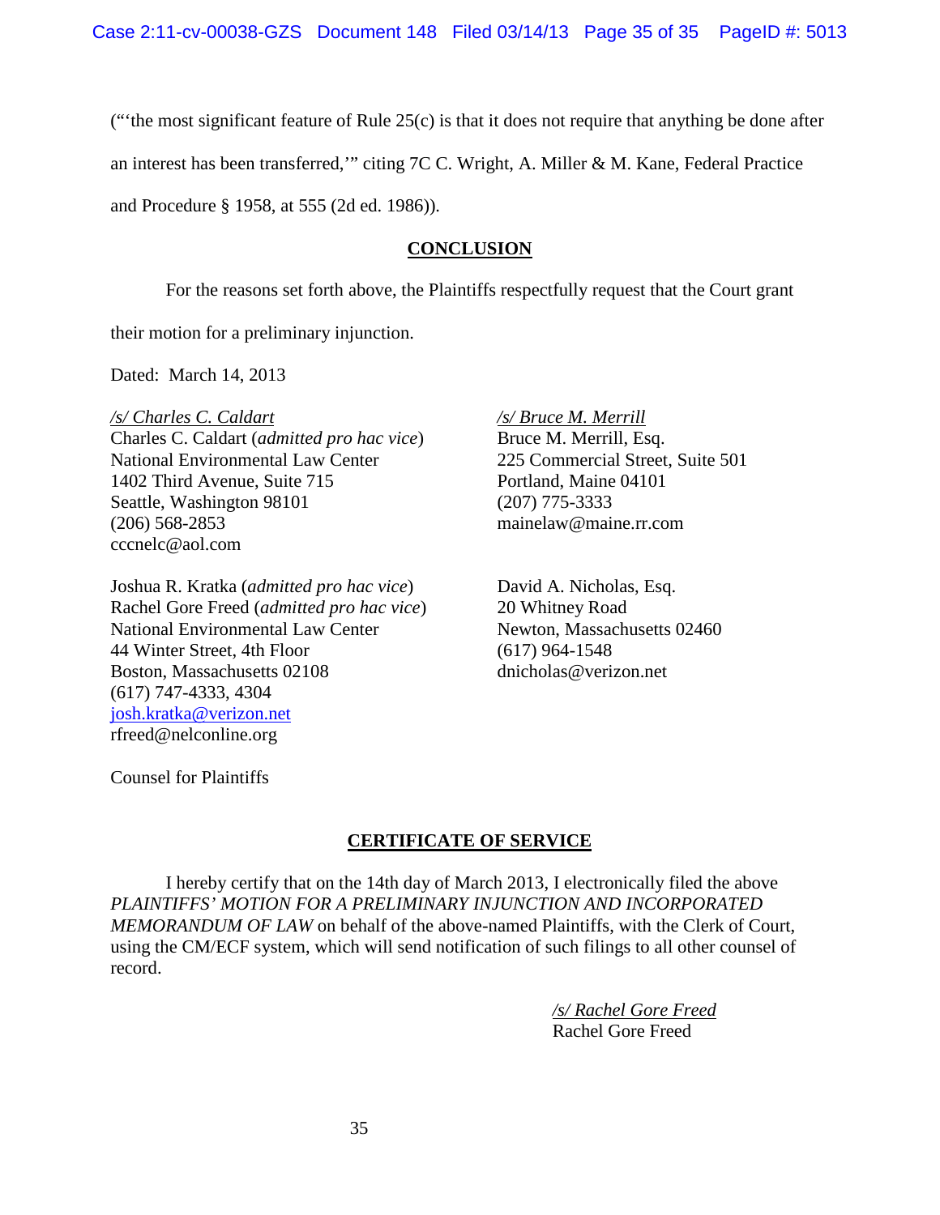("'the most significant feature of Rule 25(c) is that it does not require that anything be done after an interest has been transferred,'" citing 7C C. Wright, A. Miller & M. Kane, Federal Practice and Procedure § 1958, at 555 (2d ed. 1986)).

## CONCLUSION

For the reasons set forth above, the Plaintiffs respectfully request that the Court grant their motion for a preliminary injunction.

Dated: March 14, 2013

*/s/ Charles C. Caldart*
Charles C. Caldart (*admitted pro hac vice*)
National Environmental Law Center
1402 Third Avenue, Suite 715
Seattle, Washington 98101
(206) 568-2853
cccnelc@aol.com

Joshua R. Kratka (*admitted pro hac vice*)
Rachel Gore Freed (*admitted pro hac vice*)
National Environmental Law Center
44 Winter Street, 4th Floor
Boston, Massachusetts 02108
(617) 747-4333, 4304
josh.kratka@verizon.net
rfreed@nelconline.org

*/s/ Bruce M. Merrill*
Bruce M. Merrill, Esq.
225 Commercial Street, Suite 501
Portland, Maine 04101
(207) 775-3333
mainelaw@maine.rr.com

David A. Nicholas, Esq.
20 Whitney Road
Newton, Massachusetts 02460
(617) 964-1548
dnicholas@verizon.net

Counsel for Plaintiffs

## CERTIFICATE OF SERVICE

I hereby certify that on the 14th day of March 2013, I electronically filed the above *PLAINTIFFS' MOTION FOR A PRELIMINARY INJUNCTION AND INCORPORATED MEMORANDUM OF LAW* on behalf of the above-named Plaintiffs, with the Clerk of Court, using the CM/ECF system, which will send notification of such filings to all other counsel of record.

*/s/ Rachel Gore Freed*
Rachel Gore Freed